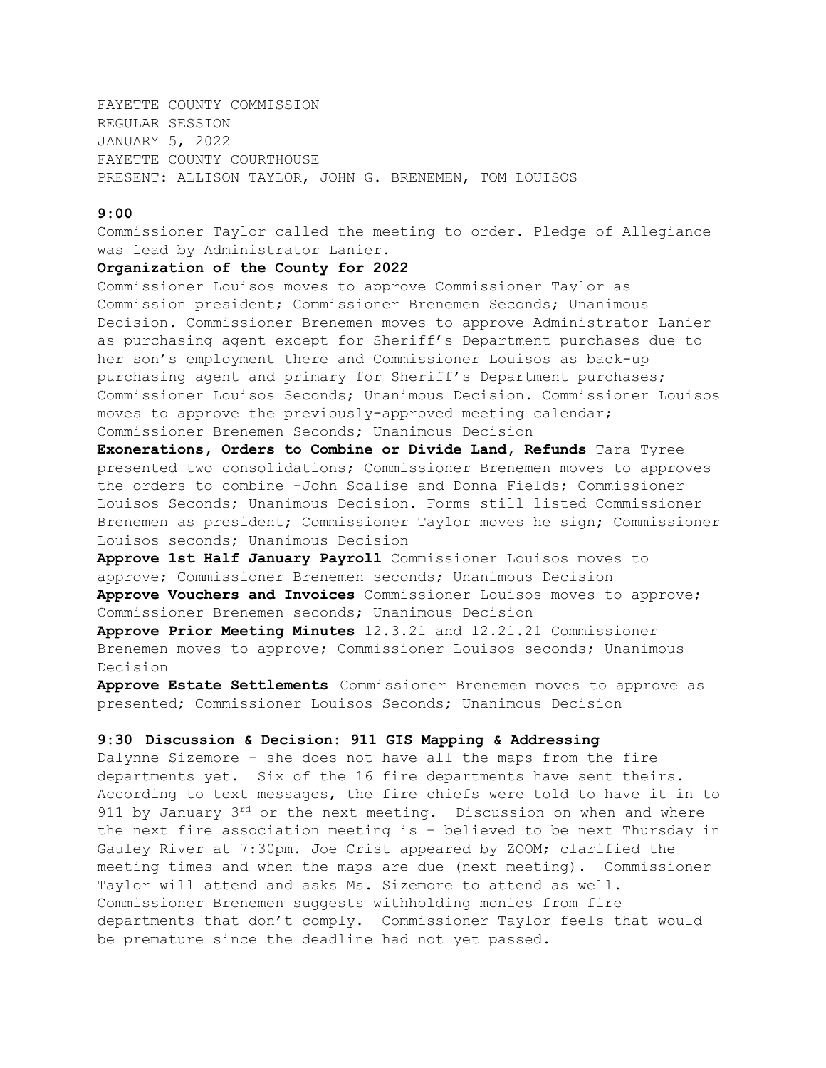FAYETTE COUNTY COMMISSION
REGULAR SESSION
JANUARY 5, 2022
FAYETTE COUNTY COURTHOUSE
PRESENT: ALLISON TAYLOR, JOHN G. BRENEMEN, TOM LOUISOS

**9:00**

Commissioner Taylor called the meeting to order. Pledge of Allegiance was lead by Administrator Lanier.

**Organization of the County for 2022**

Commissioner Louisos moves to approve Commissioner Taylor as Commission president; Commissioner Brenemen Seconds; Unanimous Decision. Commissioner Brenemen moves to approve Administrator Lanier as purchasing agent except for Sheriff's Department purchases due to her son's employment there and Commissioner Louisos as back-up purchasing agent and primary for Sheriff's Department purchases; Commissioner Louisos Seconds; Unanimous Decision. Commissioner Louisos moves to approve the previously-approved meeting calendar; Commissioner Brenemen Seconds; Unanimous Decision

**Exonerations, Orders to Combine or Divide Land, Refunds** Tara Tyree presented two consolidations; Commissioner Brenemen moves to approves the orders to combine -John Scalise and Donna Fields; Commissioner Louisos Seconds; Unanimous Decision. Forms still listed Commissioner Brenemen as president; Commissioner Taylor moves he sign; Commissioner Louisos seconds; Unanimous Decision

**Approve 1st Half January Payroll** Commissioner Louisos moves to approve; Commissioner Brenemen seconds; Unanimous Decision

**Approve Vouchers and Invoices** Commissioner Louisos moves to approve; Commissioner Brenemen seconds; Unanimous Decision

**Approve Prior Meeting Minutes** 12.3.21 and 12.21.21 Commissioner Brenemen moves to approve; Commissioner Louisos seconds; Unanimous Decision

**Approve Estate Settlements** Commissioner Brenemen moves to approve as presented; Commissioner Louisos Seconds; Unanimous Decision

**9:30 Discussion & Decision: 911 GIS Mapping & Addressing**

Dalynne Sizemore – she does not have all the maps from the fire departments yet. Six of the 16 fire departments have sent theirs. According to text messages, the fire chiefs were told to have it in to 911 by January 3rd or the next meeting. Discussion on when and where the next fire association meeting is – believed to be next Thursday in Gauley River at 7:30pm. Joe Crist appeared by ZOOM; clarified the meeting times and when the maps are due (next meeting). Commissioner Taylor will attend and asks Ms. Sizemore to attend as well. Commissioner Brenemen suggests withholding monies from fire departments that don't comply. Commissioner Taylor feels that would be premature since the deadline had not yet passed.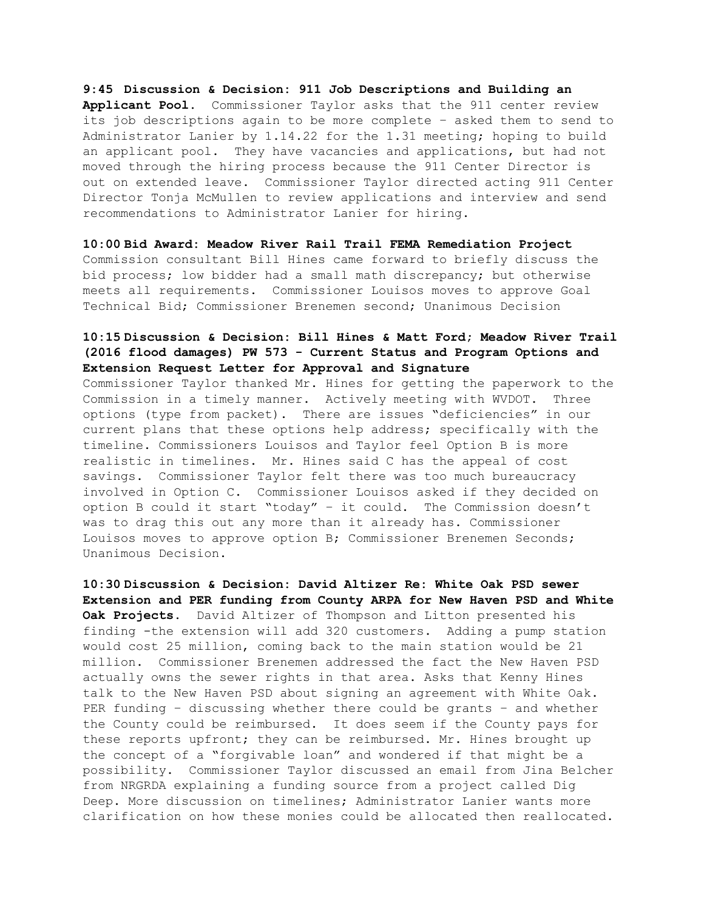**9:45 Discussion & Decision: 911 Job Descriptions and Building an Applicant Pool.** Commissioner Taylor asks that the 911 center review its job descriptions again to be more complete – asked them to send to Administrator Lanier by 1.14.22 for the 1.31 meeting; hoping to build an applicant pool. They have vacancies and applications, but had not moved through the hiring process because the 911 Center Director is out on extended leave. Commissioner Taylor directed acting 911 Center Director Tonja McMullen to review applications and interview and send recommendations to Administrator Lanier for hiring.

**10:00 Bid Award: Meadow River Rail Trail FEMA Remediation Project** Commission consultant Bill Hines came forward to briefly discuss the bid process; low bidder had a small math discrepancy; but otherwise meets all requirements. Commissioner Louisos moves to approve Goal Technical Bid; Commissioner Brenemen second; Unanimous Decision

**10:15 Discussion & Decision: Bill Hines & Matt Ford; Meadow River Trail (2016 flood damages) PW 573 - Current Status and Program Options and Extension Request Letter for Approval and Signature**
Commissioner Taylor thanked Mr. Hines for getting the paperwork to the Commission in a timely manner. Actively meeting with WVDOT. Three options (type from packet). There are issues "deficiencies" in our current plans that these options help address; specifically with the timeline. Commissioners Louisos and Taylor feel Option B is more realistic in timelines. Mr. Hines said C has the appeal of cost savings. Commissioner Taylor felt there was too much bureaucracy involved in Option C. Commissioner Louisos asked if they decided on option B could it start "today" – it could. The Commission doesn't was to drag this out any more than it already has. Commissioner Louisos moves to approve option B; Commissioner Brenemen Seconds; Unanimous Decision.

**10:30 Discussion & Decision: David Altizer Re: White Oak PSD sewer Extension and PER funding from County ARPA for New Haven PSD and White Oak Projects.** David Altizer of Thompson and Litton presented his finding -the extension will add 320 customers. Adding a pump station would cost 25 million, coming back to the main station would be 21 million. Commissioner Brenemen addressed the fact the New Haven PSD actually owns the sewer rights in that area. Asks that Kenny Hines talk to the New Haven PSD about signing an agreement with White Oak. PER funding – discussing whether there could be grants – and whether the County could be reimbursed. It does seem if the County pays for these reports upfront; they can be reimbursed. Mr. Hines brought up the concept of a "forgivable loan" and wondered if that might be a possibility. Commissioner Taylor discussed an email from Jina Belcher from NRGRDA explaining a funding source from a project called Dig Deep. More discussion on timelines; Administrator Lanier wants more clarification on how these monies could be allocated then reallocated.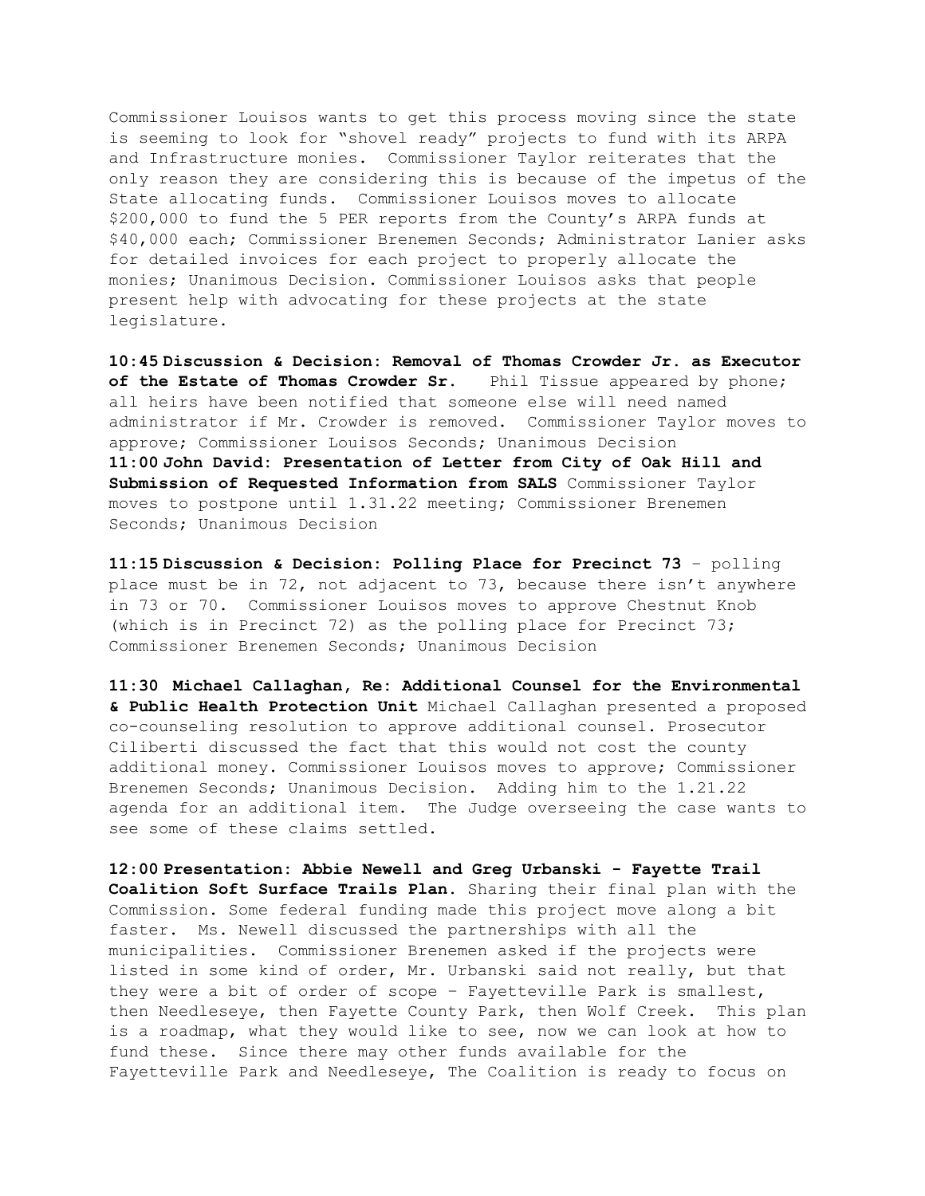Commissioner Louisos wants to get this process moving since the state is seeming to look for "shovel ready" projects to fund with its ARPA and Infrastructure monies. Commissioner Taylor reiterates that the only reason they are considering this is because of the impetus of the State allocating funds. Commissioner Louisos moves to allocate $200,000 to fund the 5 PER reports from the County's ARPA funds at $40,000 each; Commissioner Brenemen Seconds; Administrator Lanier asks for detailed invoices for each project to properly allocate the monies; Unanimous Decision. Commissioner Louisos asks that people present help with advocating for these projects at the state legislature.

**10:45 Discussion & Decision: Removal of Thomas Crowder Jr. as Executor of the Estate of Thomas Crowder Sr.** Phil Tissue appeared by phone; all heirs have been notified that someone else will need named administrator if Mr. Crowder is removed. Commissioner Taylor moves to approve; Commissioner Louisos Seconds; Unanimous Decision

**11:00 John David: Presentation of Letter from City of Oak Hill and Submission of Requested Information from SALS** Commissioner Taylor moves to postpone until 1.31.22 meeting; Commissioner Brenemen Seconds; Unanimous Decision

**11:15 Discussion & Decision: Polling Place for Precinct 73** – polling place must be in 72, not adjacent to 73, because there isn't anywhere in 73 or 70. Commissioner Louisos moves to approve Chestnut Knob (which is in Precinct 72) as the polling place for Precinct 73; Commissioner Brenemen Seconds; Unanimous Decision

**11:30 Michael Callaghan, Re: Additional Counsel for the Environmental & Public Health Protection Unit** Michael Callaghan presented a proposed co-counseling resolution to approve additional counsel. Prosecutor Ciliberti discussed the fact that this would not cost the county additional money. Commissioner Louisos moves to approve; Commissioner Brenemen Seconds; Unanimous Decision. Adding him to the 1.21.22 agenda for an additional item. The Judge overseeing the case wants to see some of these claims settled.

**12:00 Presentation: Abbie Newell and Greg Urbanski - Fayette Trail Coalition Soft Surface Trails Plan.** Sharing their final plan with the Commission. Some federal funding made this project move along a bit faster. Ms. Newell discussed the partnerships with all the municipalities. Commissioner Brenemen asked if the projects were listed in some kind of order, Mr. Urbanski said not really, but that they were a bit of order of scope – Fayetteville Park is smallest, then Needleseye, then Fayette County Park, then Wolf Creek. This plan is a roadmap, what they would like to see, now we can look at how to fund these. Since there may other funds available for the Fayetteville Park and Needleseye, The Coalition is ready to focus on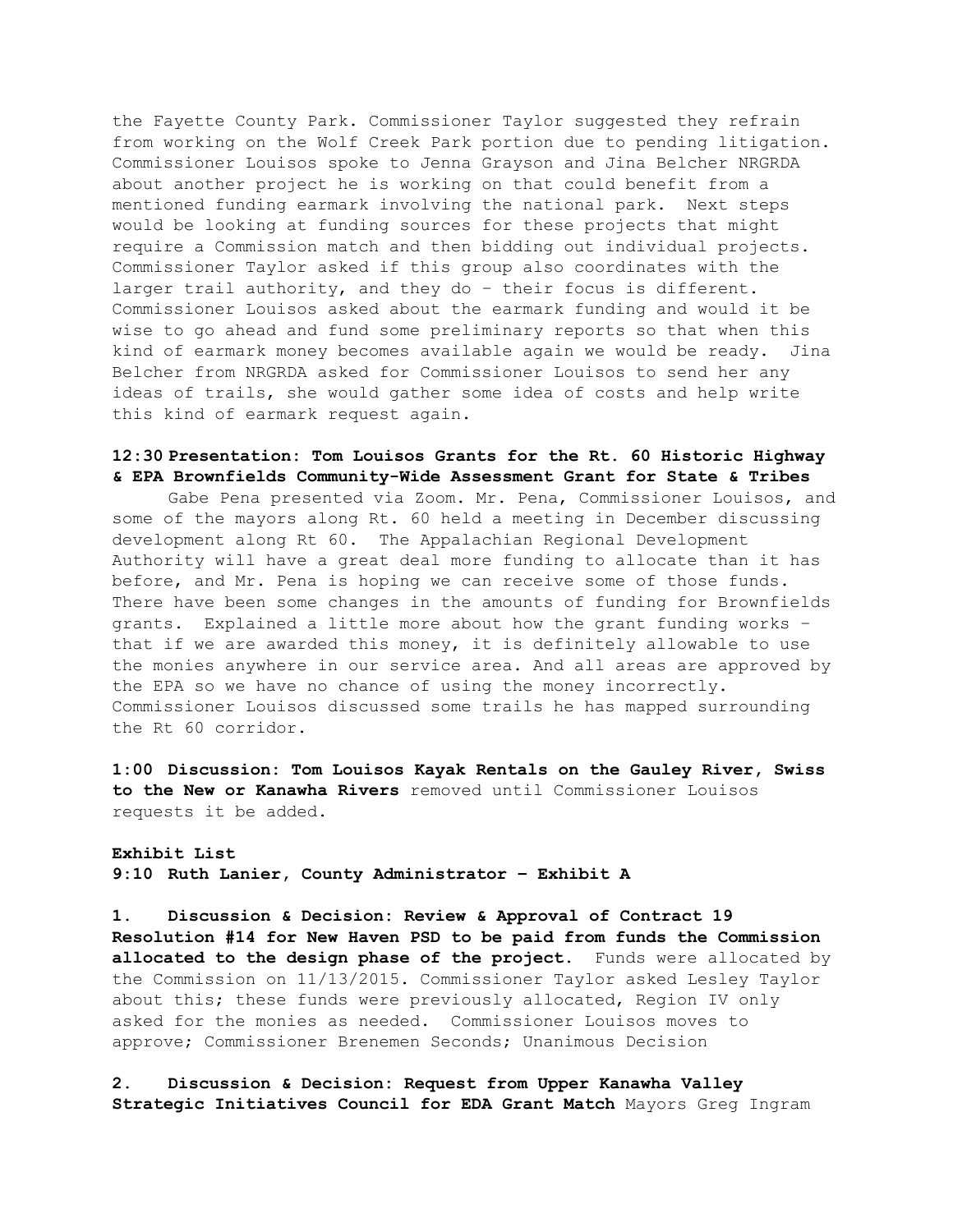the Fayette County Park. Commissioner Taylor suggested they refrain from working on the Wolf Creek Park portion due to pending litigation. Commissioner Louisos spoke to Jenna Grayson and Jina Belcher NRGRDA about another project he is working on that could benefit from a mentioned funding earmark involving the national park. Next steps would be looking at funding sources for these projects that might require a Commission match and then bidding out individual projects. Commissioner Taylor asked if this group also coordinates with the larger trail authority, and they do – their focus is different. Commissioner Louisos asked about the earmark funding and would it be wise to go ahead and fund some preliminary reports so that when this kind of earmark money becomes available again we would be ready. Jina Belcher from NRGRDA asked for Commissioner Louisos to send her any ideas of trails, she would gather some idea of costs and help write this kind of earmark request again.

**12:30 Presentation: Tom Louisos Grants for the Rt. 60 Historic Highway & EPA Brownfields Community-Wide Assessment Grant for State & Tribes**

Gabe Pena presented via Zoom. Mr. Pena, Commissioner Louisos, and some of the mayors along Rt. 60 held a meeting in December discussing development along Rt 60. The Appalachian Regional Development Authority will have a great deal more funding to allocate than it has before, and Mr. Pena is hoping we can receive some of those funds. There have been some changes in the amounts of funding for Brownfields grants. Explained a little more about how the grant funding works – that if we are awarded this money, it is definitely allowable to use the monies anywhere in our service area. And all areas are approved by the EPA so we have no chance of using the money incorrectly. Commissioner Louisos discussed some trails he has mapped surrounding the Rt 60 corridor.

**1:00 Discussion: Tom Louisos Kayak Rentals on the Gauley River, Swiss to the New or Kanawha Rivers** removed until Commissioner Louisos requests it be added.

**Exhibit List**
**9:10 Ruth Lanier, County Administrator – Exhibit A**

**1. Discussion & Decision: Review & Approval of Contract 19 Resolution #14 for New Haven PSD to be paid from funds the Commission allocated to the design phase of the project.** Funds were allocated by the Commission on 11/13/2015. Commissioner Taylor asked Lesley Taylor about this; these funds were previously allocated, Region IV only asked for the monies as needed. Commissioner Louisos moves to approve; Commissioner Brenemen Seconds; Unanimous Decision

**2. Discussion & Decision: Request from Upper Kanawha Valley Strategic Initiatives Council for EDA Grant Match** Mayors Greg Ingram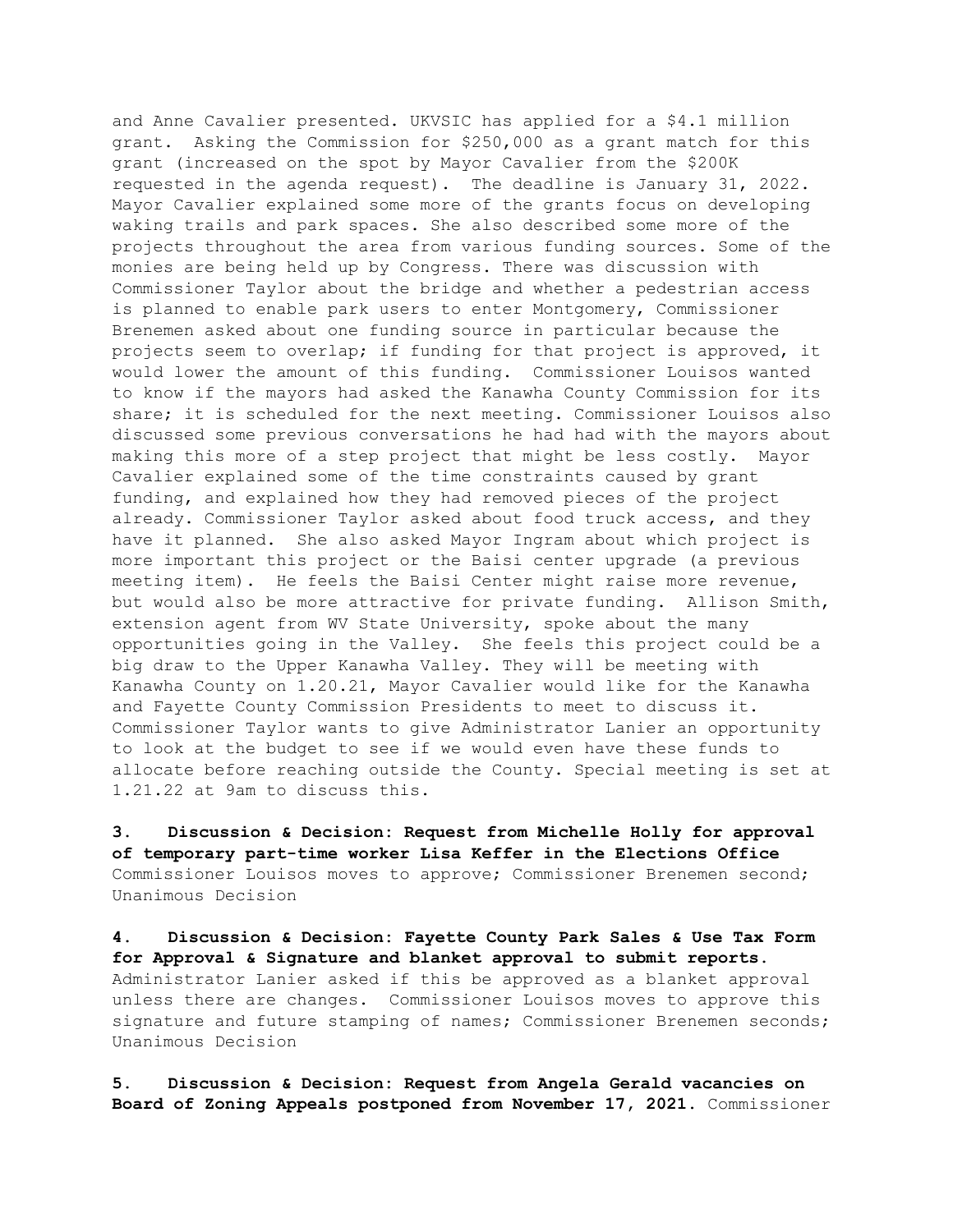and Anne Cavalier presented. UKVSIC has applied for a $4.1 million grant. Asking the Commission for $250,000 as a grant match for this grant (increased on the spot by Mayor Cavalier from the $200K requested in the agenda request). The deadline is January 31, 2022. Mayor Cavalier explained some more of the grants focus on developing waking trails and park spaces. She also described some more of the projects throughout the area from various funding sources. Some of the monies are being held up by Congress. There was discussion with Commissioner Taylor about the bridge and whether a pedestrian access is planned to enable park users to enter Montgomery, Commissioner Brenemen asked about one funding source in particular because the projects seem to overlap; if funding for that project is approved, it would lower the amount of this funding. Commissioner Louisos wanted to know if the mayors had asked the Kanawha County Commission for its share; it is scheduled for the next meeting. Commissioner Louisos also discussed some previous conversations he had had with the mayors about making this more of a step project that might be less costly. Mayor Cavalier explained some of the time constraints caused by grant funding, and explained how they had removed pieces of the project already. Commissioner Taylor asked about food truck access, and they have it planned. She also asked Mayor Ingram about which project is more important this project or the Baisi center upgrade (a previous meeting item). He feels the Baisi Center might raise more revenue, but would also be more attractive for private funding. Allison Smith, extension agent from WV State University, spoke about the many opportunities going in the Valley. She feels this project could be a big draw to the Upper Kanawha Valley. They will be meeting with Kanawha County on 1.20.21, Mayor Cavalier would like for the Kanawha and Fayette County Commission Presidents to meet to discuss it. Commissioner Taylor wants to give Administrator Lanier an opportunity to look at the budget to see if we would even have these funds to allocate before reaching outside the County. Special meeting is set at 1.21.22 at 9am to discuss this.

**3. Discussion & Decision: Request from Michelle Holly for approval of temporary part-time worker Lisa Keffer in the Elections Office** Commissioner Louisos moves to approve; Commissioner Brenemen second; Unanimous Decision

**4. Discussion & Decision: Fayette County Park Sales & Use Tax Form for Approval & Signature and blanket approval to submit reports.** Administrator Lanier asked if this be approved as a blanket approval unless there are changes. Commissioner Louisos moves to approve this signature and future stamping of names; Commissioner Brenemen seconds; Unanimous Decision

**5. Discussion & Decision: Request from Angela Gerald vacancies on Board of Zoning Appeals postponed from November 17, 2021.** Commissioner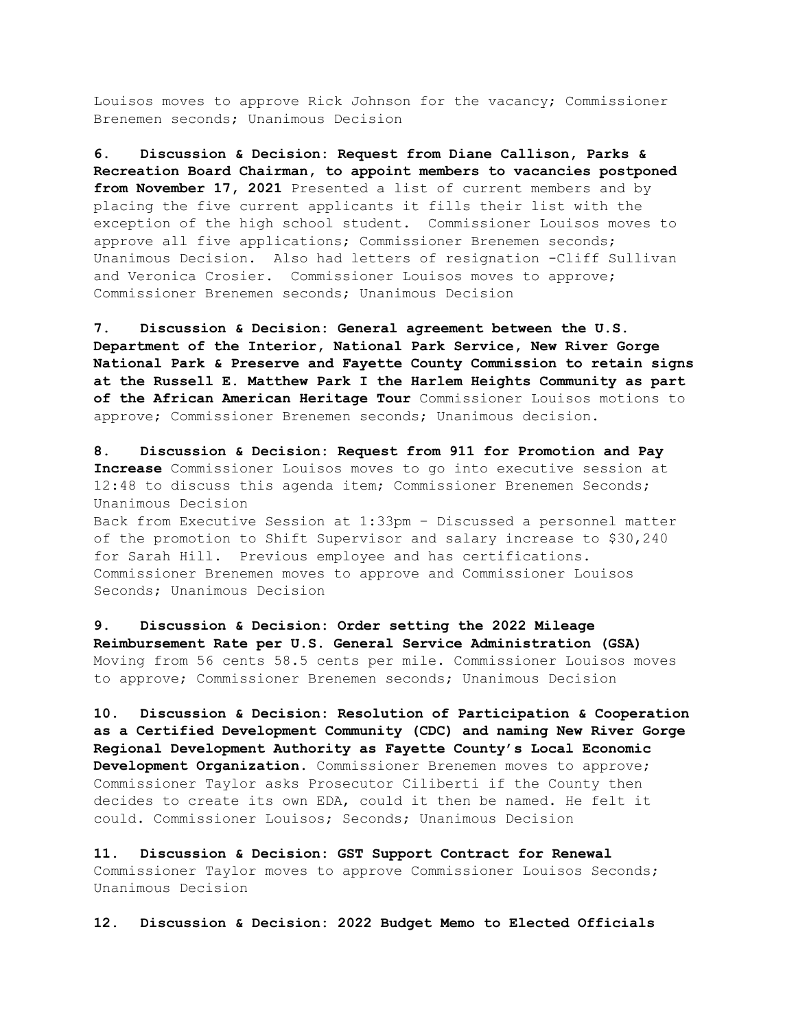Louisos moves to approve Rick Johnson for the vacancy; Commissioner Brenemen seconds; Unanimous Decision

**6. Discussion & Decision: Request from Diane Callison, Parks & Recreation Board Chairman, to appoint members to vacancies postponed from November 17, 2021** Presented a list of current members and by placing the five current applicants it fills their list with the exception of the high school student. Commissioner Louisos moves to approve all five applications; Commissioner Brenemen seconds; Unanimous Decision. Also had letters of resignation -Cliff Sullivan and Veronica Crosier. Commissioner Louisos moves to approve; Commissioner Brenemen seconds; Unanimous Decision

**7. Discussion & Decision: General agreement between the U.S. Department of the Interior, National Park Service, New River Gorge National Park & Preserve and Fayette County Commission to retain signs at the Russell E. Matthew Park I the Harlem Heights Community as part of the African American Heritage Tour** Commissioner Louisos motions to approve; Commissioner Brenemen seconds; Unanimous decision.

**8. Discussion & Decision: Request from 911 for Promotion and Pay Increase** Commissioner Louisos moves to go into executive session at 12:48 to discuss this agenda item; Commissioner Brenemen Seconds; Unanimous Decision
Back from Executive Session at 1:33pm – Discussed a personnel matter of the promotion to Shift Supervisor and salary increase to $30,240 for Sarah Hill. Previous employee and has certifications. Commissioner Brenemen moves to approve and Commissioner Louisos Seconds; Unanimous Decision

**9. Discussion & Decision: Order setting the 2022 Mileage Reimbursement Rate per U.S. General Service Administration (GSA)** Moving from 56 cents 58.5 cents per mile. Commissioner Louisos moves to approve; Commissioner Brenemen seconds; Unanimous Decision

**10. Discussion & Decision: Resolution of Participation & Cooperation as a Certified Development Community (CDC) and naming New River Gorge Regional Development Authority as Fayette County's Local Economic Development Organization.** Commissioner Brenemen moves to approve; Commissioner Taylor asks Prosecutor Ciliberti if the County then decides to create its own EDA, could it then be named. He felt it could. Commissioner Louisos; Seconds; Unanimous Decision

**11. Discussion & Decision: GST Support Contract for Renewal** Commissioner Taylor moves to approve Commissioner Louisos Seconds; Unanimous Decision

**12. Discussion & Decision: 2022 Budget Memo to Elected Officials**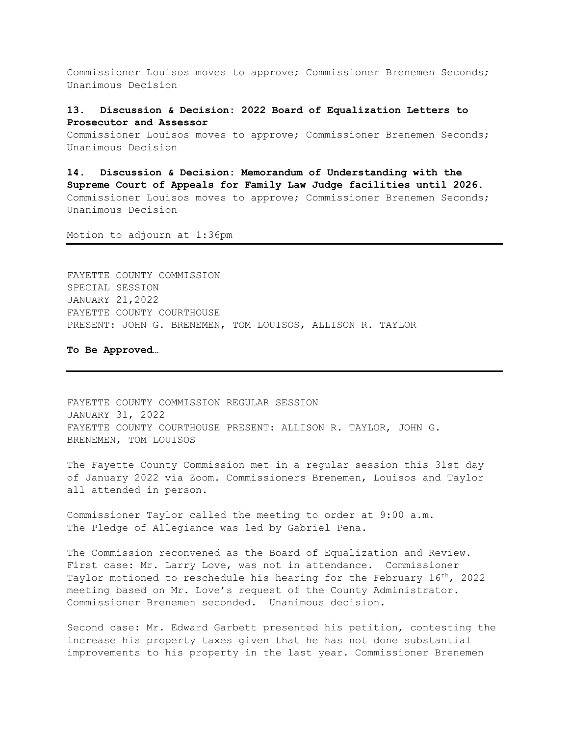Commissioner Louisos moves to approve; Commissioner Brenemen Seconds; Unanimous Decision

**13. Discussion & Decision: 2022 Board of Equalization Letters to Prosecutor and Assessor**
Commissioner Louisos moves to approve; Commissioner Brenemen Seconds; Unanimous Decision

**14. Discussion & Decision: Memorandum of Understanding with the Supreme Court of Appeals for Family Law Judge facilities until 2026.**
Commissioner Louisos moves to approve; Commissioner Brenemen Seconds; Unanimous Decision

Motion to adjourn at 1:36pm

---

FAYETTE COUNTY COMMISSION
SPECIAL SESSION
JANUARY 21,2022
FAYETTE COUNTY COURTHOUSE
PRESENT: JOHN G. BRENEMEN, TOM LOUISOS, ALLISON R. TAYLOR

**To Be Approved…**

---

FAYETTE COUNTY COMMISSION REGULAR SESSION
JANUARY 31, 2022
FAYETTE COUNTY COURTHOUSE PRESENT: ALLISON R. TAYLOR, JOHN G. BRENEMEN, TOM LOUISOS

The Fayette County Commission met in a regular session this 31st day of January 2022 via Zoom. Commissioners Brenemen, Louisos and Taylor all attended in person.

Commissioner Taylor called the meeting to order at 9:00 a.m.
The Pledge of Allegiance was led by Gabriel Pena.

The Commission reconvened as the Board of Equalization and Review. First case: Mr. Larry Love, was not in attendance. Commissioner Taylor motioned to reschedule his hearing for the February 16th, 2022 meeting based on Mr. Love's request of the County Administrator. Commissioner Brenemen seconded. Unanimous decision.

Second case: Mr. Edward Garbett presented his petition, contesting the increase his property taxes given that he has not done substantial improvements to his property in the last year. Commissioner Brenemen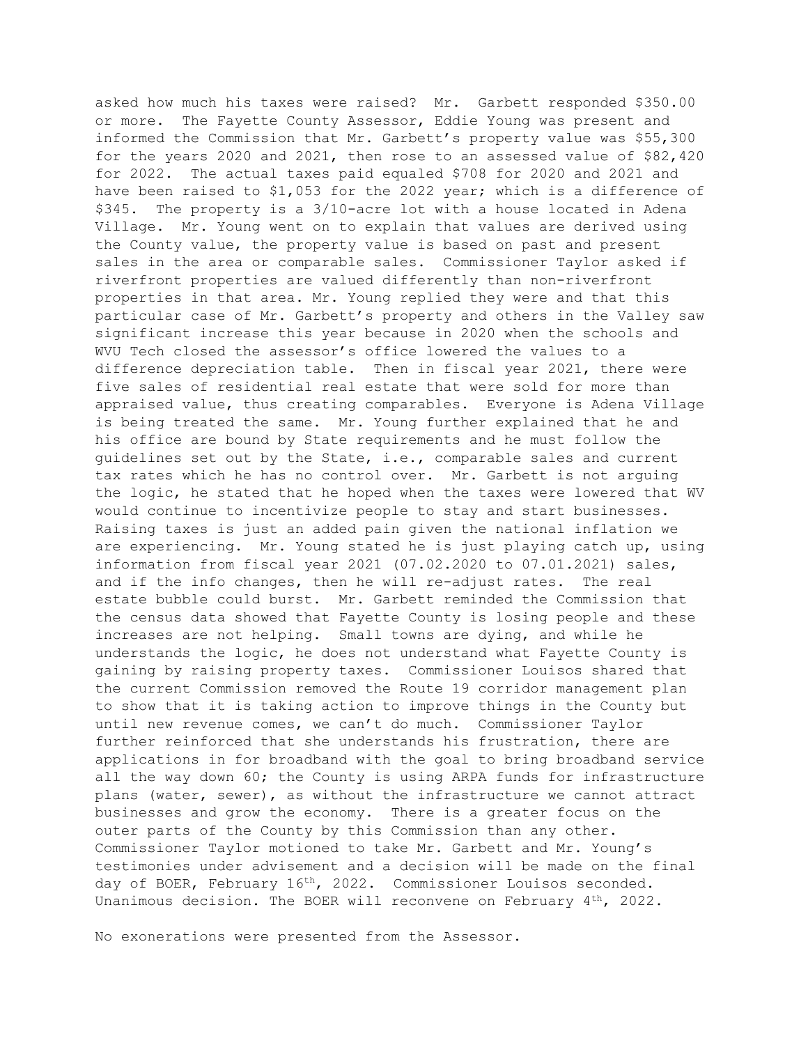asked how much his taxes were raised? Mr. Garbett responded $350.00 or more. The Fayette County Assessor, Eddie Young was present and informed the Commission that Mr. Garbett's property value was $55,300 for the years 2020 and 2021, then rose to an assessed value of $82,420 for 2022. The actual taxes paid equaled $708 for 2020 and 2021 and have been raised to $1,053 for the 2022 year; which is a difference of $345. The property is a 3/10-acre lot with a house located in Adena Village. Mr. Young went on to explain that values are derived using the County value, the property value is based on past and present sales in the area or comparable sales. Commissioner Taylor asked if riverfront properties are valued differently than non-riverfront properties in that area. Mr. Young replied they were and that this particular case of Mr. Garbett's property and others in the Valley saw significant increase this year because in 2020 when the schools and WVU Tech closed the assessor's office lowered the values to a difference depreciation table. Then in fiscal year 2021, there were five sales of residential real estate that were sold for more than appraised value, thus creating comparables. Everyone is Adena Village is being treated the same. Mr. Young further explained that he and his office are bound by State requirements and he must follow the guidelines set out by the State, i.e., comparable sales and current tax rates which he has no control over. Mr. Garbett is not arguing the logic, he stated that he hoped when the taxes were lowered that WV would continue to incentivize people to stay and start businesses. Raising taxes is just an added pain given the national inflation we are experiencing. Mr. Young stated he is just playing catch up, using information from fiscal year 2021 (07.02.2020 to 07.01.2021) sales, and if the info changes, then he will re-adjust rates. The real estate bubble could burst. Mr. Garbett reminded the Commission that the census data showed that Fayette County is losing people and these increases are not helping. Small towns are dying, and while he understands the logic, he does not understand what Fayette County is gaining by raising property taxes. Commissioner Louisos shared that the current Commission removed the Route 19 corridor management plan to show that it is taking action to improve things in the County but until new revenue comes, we can't do much. Commissioner Taylor further reinforced that she understands his frustration, there are applications in for broadband with the goal to bring broadband service all the way down 60; the County is using ARPA funds for infrastructure plans (water, sewer), as without the infrastructure we cannot attract businesses and grow the economy. There is a greater focus on the outer parts of the County by this Commission than any other. Commissioner Taylor motioned to take Mr. Garbett and Mr. Young's testimonies under advisement and a decision will be made on the final day of BOER, February 16th, 2022. Commissioner Louisos seconded. Unanimous decision. The BOER will reconvene on February 4th, 2022.

No exonerations were presented from the Assessor.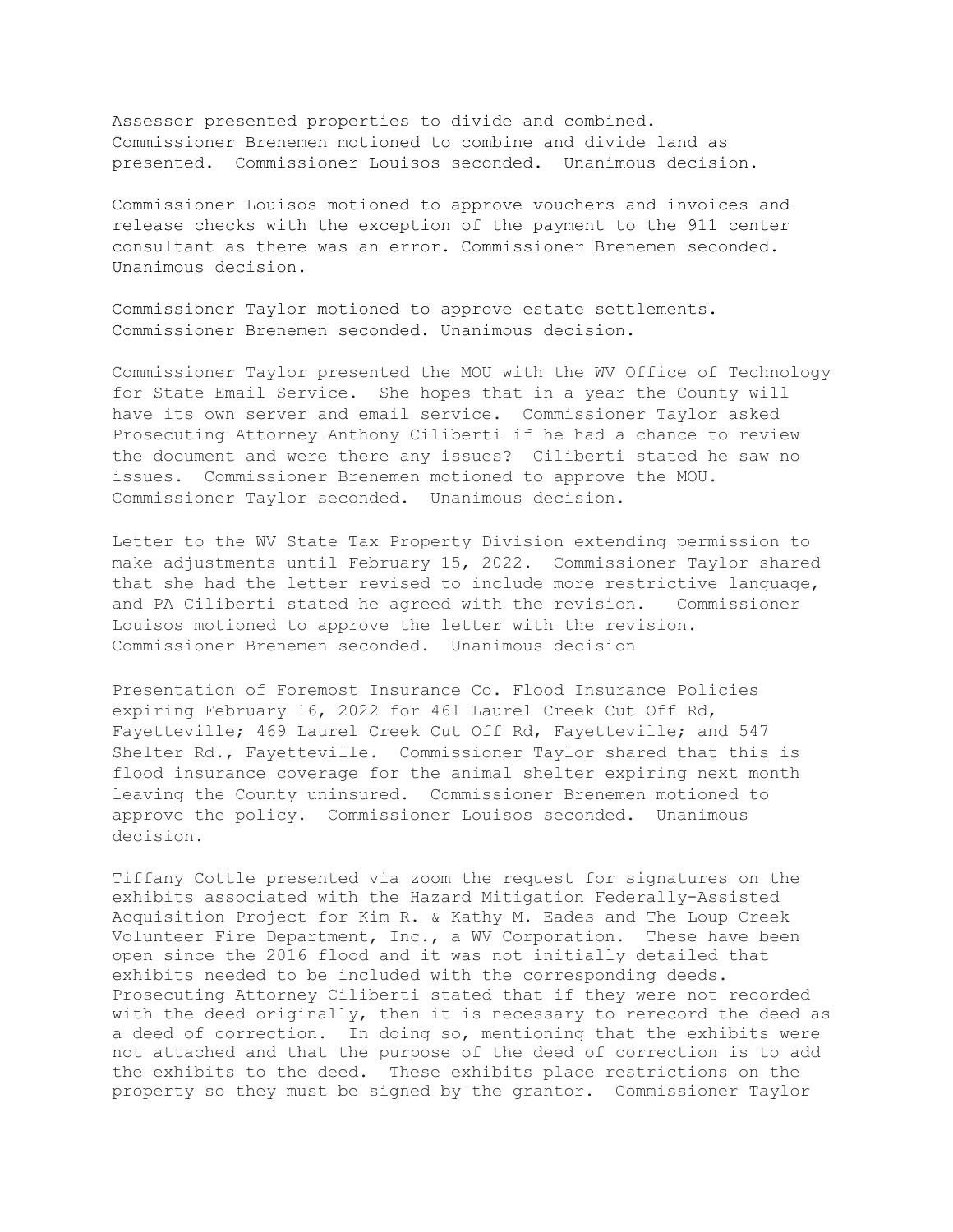Assessor presented properties to divide and combined. Commissioner Brenemen motioned to combine and divide land as presented. Commissioner Louisos seconded. Unanimous decision.

Commissioner Louisos motioned to approve vouchers and invoices and release checks with the exception of the payment to the 911 center consultant as there was an error. Commissioner Brenemen seconded. Unanimous decision.

Commissioner Taylor motioned to approve estate settlements. Commissioner Brenemen seconded. Unanimous decision.

Commissioner Taylor presented the MOU with the WV Office of Technology for State Email Service. She hopes that in a year the County will have its own server and email service. Commissioner Taylor asked Prosecuting Attorney Anthony Ciliberti if he had a chance to review the document and were there any issues? Ciliberti stated he saw no issues. Commissioner Brenemen motioned to approve the MOU. Commissioner Taylor seconded. Unanimous decision.

Letter to the WV State Tax Property Division extending permission to make adjustments until February 15, 2022. Commissioner Taylor shared that she had the letter revised to include more restrictive language, and PA Ciliberti stated he agreed with the revision. Commissioner Louisos motioned to approve the letter with the revision. Commissioner Brenemen seconded. Unanimous decision

Presentation of Foremost Insurance Co. Flood Insurance Policies expiring February 16, 2022 for 461 Laurel Creek Cut Off Rd, Fayetteville; 469 Laurel Creek Cut Off Rd, Fayetteville; and 547 Shelter Rd., Fayetteville. Commissioner Taylor shared that this is flood insurance coverage for the animal shelter expiring next month leaving the County uninsured. Commissioner Brenemen motioned to approve the policy. Commissioner Louisos seconded. Unanimous decision.

Tiffany Cottle presented via zoom the request for signatures on the exhibits associated with the Hazard Mitigation Federally-Assisted Acquisition Project for Kim R. & Kathy M. Eades and The Loup Creek Volunteer Fire Department, Inc., a WV Corporation. These have been open since the 2016 flood and it was not initially detailed that exhibits needed to be included with the corresponding deeds. Prosecuting Attorney Ciliberti stated that if they were not recorded with the deed originally, then it is necessary to rerecord the deed as a deed of correction. In doing so, mentioning that the exhibits were not attached and that the purpose of the deed of correction is to add the exhibits to the deed. These exhibits place restrictions on the property so they must be signed by the grantor. Commissioner Taylor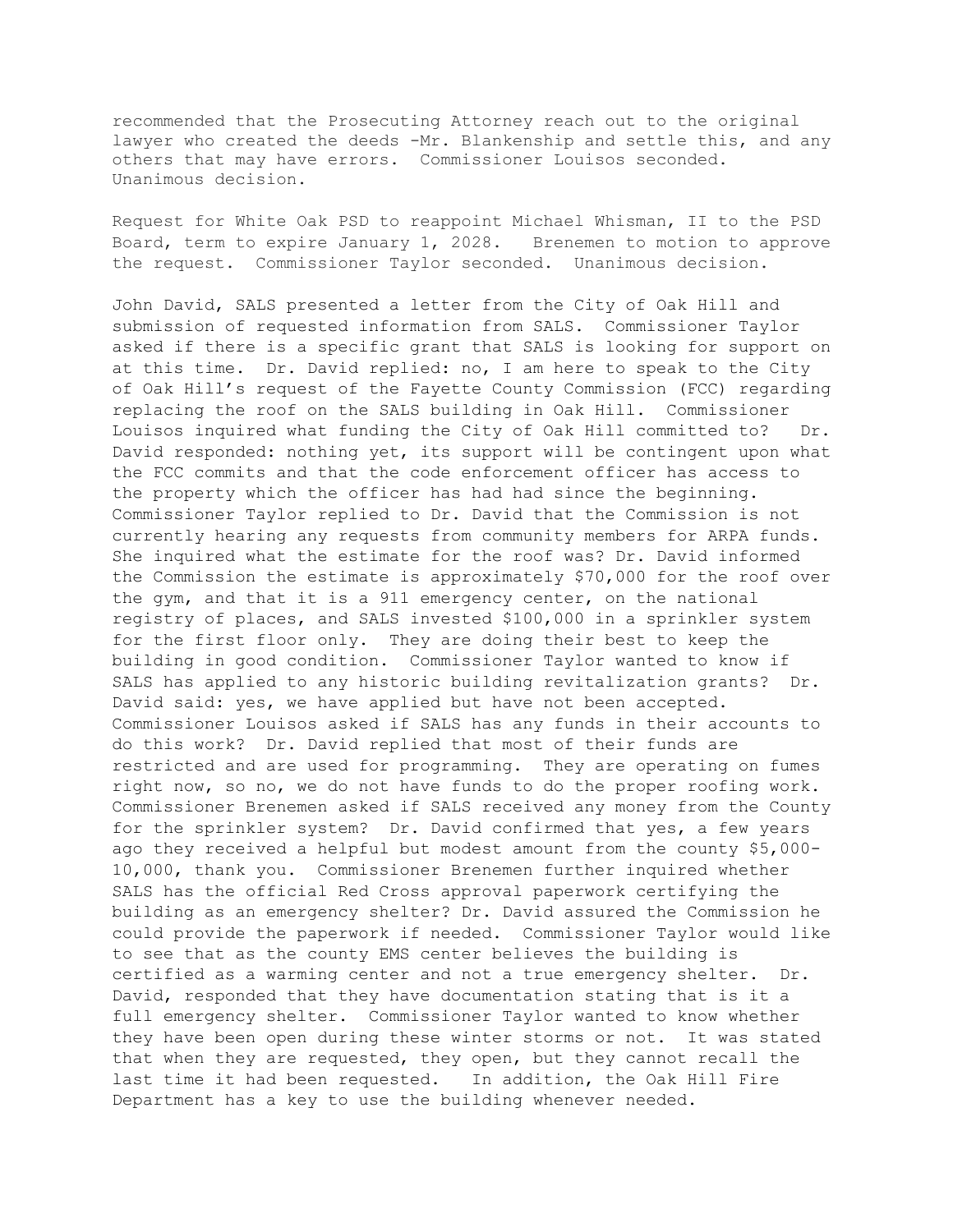recommended that the Prosecuting Attorney reach out to the original lawyer who created the deeds -Mr. Blankenship and settle this, and any others that may have errors. Commissioner Louisos seconded. Unanimous decision.

Request for White Oak PSD to reappoint Michael Whisman, II to the PSD Board, term to expire January 1, 2028. Brenemen to motion to approve the request. Commissioner Taylor seconded. Unanimous decision.

John David, SALS presented a letter from the City of Oak Hill and submission of requested information from SALS. Commissioner Taylor asked if there is a specific grant that SALS is looking for support on at this time. Dr. David replied: no, I am here to speak to the City of Oak Hill's request of the Fayette County Commission (FCC) regarding replacing the roof on the SALS building in Oak Hill. Commissioner Louisos inquired what funding the City of Oak Hill committed to? Dr. David responded: nothing yet, its support will be contingent upon what the FCC commits and that the code enforcement officer has access to the property which the officer has had had since the beginning. Commissioner Taylor replied to Dr. David that the Commission is not currently hearing any requests from community members for ARPA funds. She inquired what the estimate for the roof was? Dr. David informed the Commission the estimate is approximately $70,000 for the roof over the gym, and that it is a 911 emergency center, on the national registry of places, and SALS invested $100,000 in a sprinkler system for the first floor only. They are doing their best to keep the building in good condition. Commissioner Taylor wanted to know if SALS has applied to any historic building revitalization grants? Dr. David said: yes, we have applied but have not been accepted. Commissioner Louisos asked if SALS has any funds in their accounts to do this work? Dr. David replied that most of their funds are restricted and are used for programming. They are operating on fumes right now, so no, we do not have funds to do the proper roofing work. Commissioner Brenemen asked if SALS received any money from the County for the sprinkler system? Dr. David confirmed that yes, a few years ago they received a helpful but modest amount from the county $5,000-10,000, thank you. Commissioner Brenemen further inquired whether SALS has the official Red Cross approval paperwork certifying the building as an emergency shelter? Dr. David assured the Commission he could provide the paperwork if needed. Commissioner Taylor would like to see that as the county EMS center believes the building is certified as a warming center and not a true emergency shelter. Dr. David, responded that they have documentation stating that is it a full emergency shelter. Commissioner Taylor wanted to know whether they have been open during these winter storms or not. It was stated that when they are requested, they open, but they cannot recall the last time it had been requested. In addition, the Oak Hill Fire Department has a key to use the building whenever needed.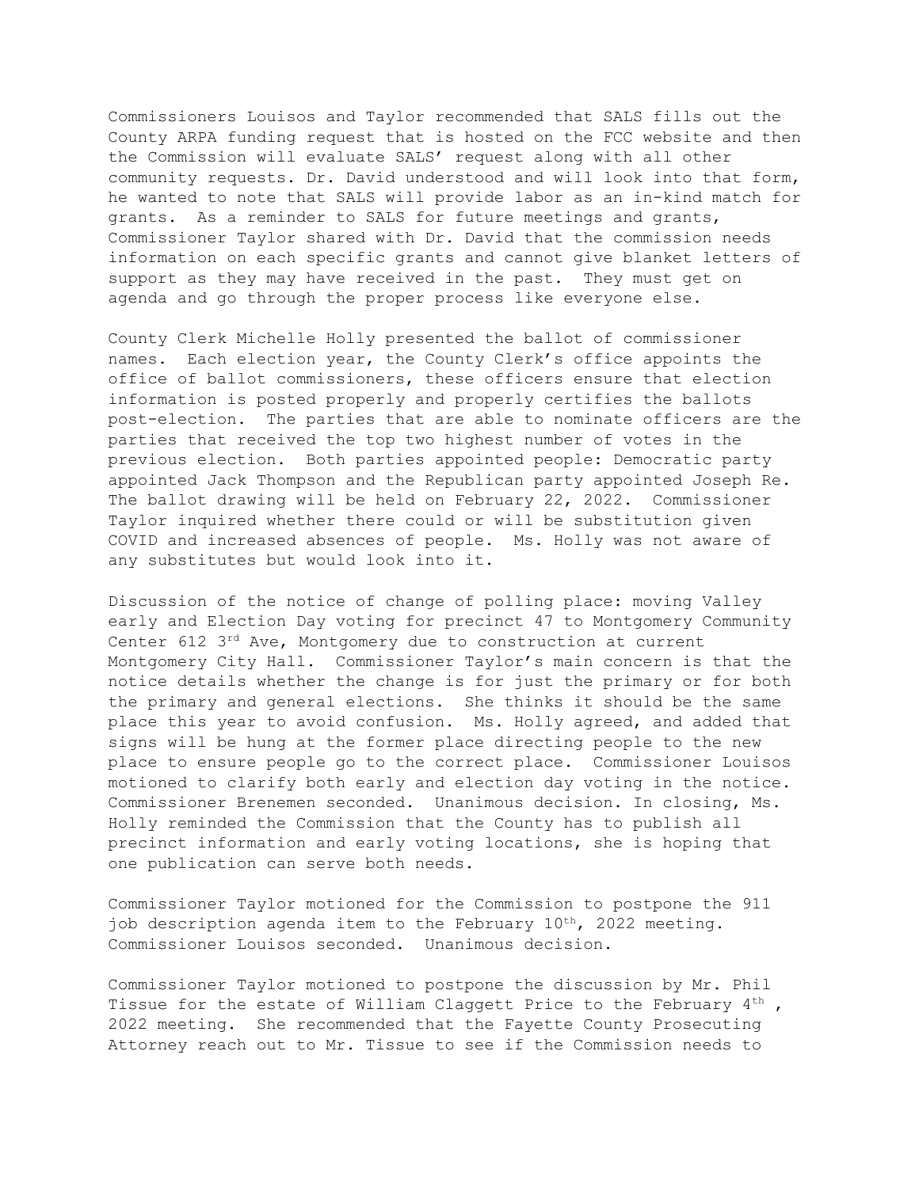Commissioners Louisos and Taylor recommended that SALS fills out the County ARPA funding request that is hosted on the FCC website and then the Commission will evaluate SALS' request along with all other community requests. Dr. David understood and will look into that form, he wanted to note that SALS will provide labor as an in-kind match for grants. As a reminder to SALS for future meetings and grants, Commissioner Taylor shared with Dr. David that the commission needs information on each specific grants and cannot give blanket letters of support as they may have received in the past. They must get on agenda and go through the proper process like everyone else.

County Clerk Michelle Holly presented the ballot of commissioner names. Each election year, the County Clerk's office appoints the office of ballot commissioners, these officers ensure that election information is posted properly and properly certifies the ballots post-election. The parties that are able to nominate officers are the parties that received the top two highest number of votes in the previous election. Both parties appointed people: Democratic party appointed Jack Thompson and the Republican party appointed Joseph Re. The ballot drawing will be held on February 22, 2022. Commissioner Taylor inquired whether there could or will be substitution given COVID and increased absences of people. Ms. Holly was not aware of any substitutes but would look into it.

Discussion of the notice of change of polling place: moving Valley early and Election Day voting for precinct 47 to Montgomery Community Center 612 3rd Ave, Montgomery due to construction at current Montgomery City Hall. Commissioner Taylor's main concern is that the notice details whether the change is for just the primary or for both the primary and general elections. She thinks it should be the same place this year to avoid confusion. Ms. Holly agreed, and added that signs will be hung at the former place directing people to the new place to ensure people go to the correct place. Commissioner Louisos motioned to clarify both early and election day voting in the notice. Commissioner Brenemen seconded. Unanimous decision. In closing, Ms. Holly reminded the Commission that the County has to publish all precinct information and early voting locations, she is hoping that one publication can serve both needs.

Commissioner Taylor motioned for the Commission to postpone the 911 job description agenda item to the February 10th, 2022 meeting. Commissioner Louisos seconded. Unanimous decision.

Commissioner Taylor motioned to postpone the discussion by Mr. Phil Tissue for the estate of William Claggett Price to the February 4th , 2022 meeting. She recommended that the Fayette County Prosecuting Attorney reach out to Mr. Tissue to see if the Commission needs to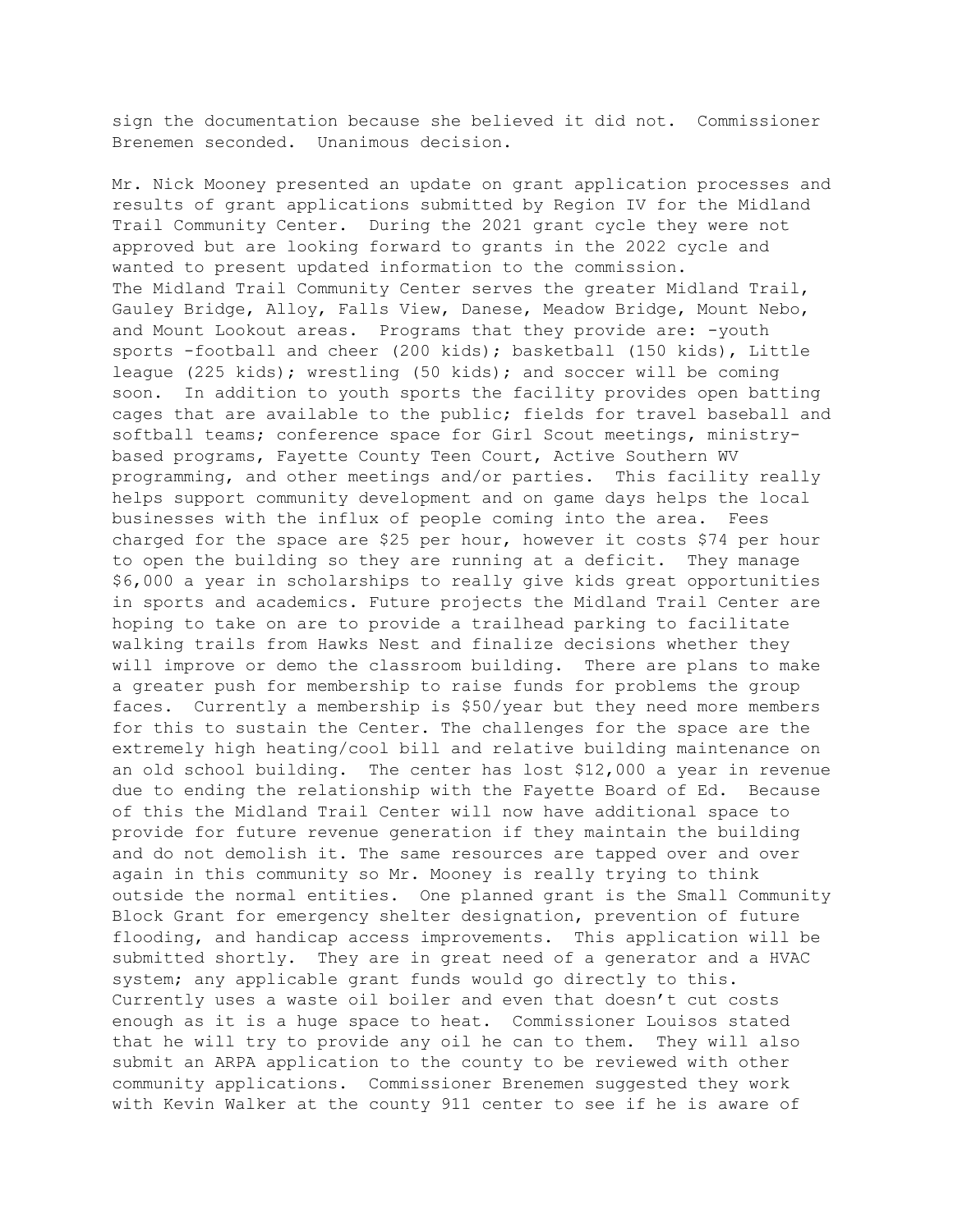sign the documentation because she believed it did not. Commissioner Brenemen seconded. Unanimous decision.

Mr. Nick Mooney presented an update on grant application processes and results of grant applications submitted by Region IV for the Midland Trail Community Center. During the 2021 grant cycle they were not approved but are looking forward to grants in the 2022 cycle and wanted to present updated information to the commission. The Midland Trail Community Center serves the greater Midland Trail, Gauley Bridge, Alloy, Falls View, Danese, Meadow Bridge, Mount Nebo, and Mount Lookout areas. Programs that they provide are: -youth sports -football and cheer (200 kids); basketball (150 kids), Little league (225 kids); wrestling (50 kids); and soccer will be coming soon. In addition to youth sports the facility provides open batting cages that are available to the public; fields for travel baseball and softball teams; conference space for Girl Scout meetings, ministry-based programs, Fayette County Teen Court, Active Southern WV programming, and other meetings and/or parties. This facility really helps support community development and on game days helps the local businesses with the influx of people coming into the area. Fees charged for the space are $25 per hour, however it costs $74 per hour to open the building so they are running at a deficit. They manage $6,000 a year in scholarships to really give kids great opportunities in sports and academics. Future projects the Midland Trail Center are hoping to take on are to provide a trailhead parking to facilitate walking trails from Hawks Nest and finalize decisions whether they will improve or demo the classroom building. There are plans to make a greater push for membership to raise funds for problems the group faces. Currently a membership is $50/year but they need more members for this to sustain the Center. The challenges for the space are the extremely high heating/cool bill and relative building maintenance on an old school building. The center has lost $12,000 a year in revenue due to ending the relationship with the Fayette Board of Ed. Because of this the Midland Trail Center will now have additional space to provide for future revenue generation if they maintain the building and do not demolish it. The same resources are tapped over and over again in this community so Mr. Mooney is really trying to think outside the normal entities. One planned grant is the Small Community Block Grant for emergency shelter designation, prevention of future flooding, and handicap access improvements. This application will be submitted shortly. They are in great need of a generator and a HVAC system; any applicable grant funds would go directly to this. Currently uses a waste oil boiler and even that doesn't cut costs enough as it is a huge space to heat. Commissioner Louisos stated that he will try to provide any oil he can to them. They will also submit an ARPA application to the county to be reviewed with other community applications. Commissioner Brenemen suggested they work with Kevin Walker at the county 911 center to see if he is aware of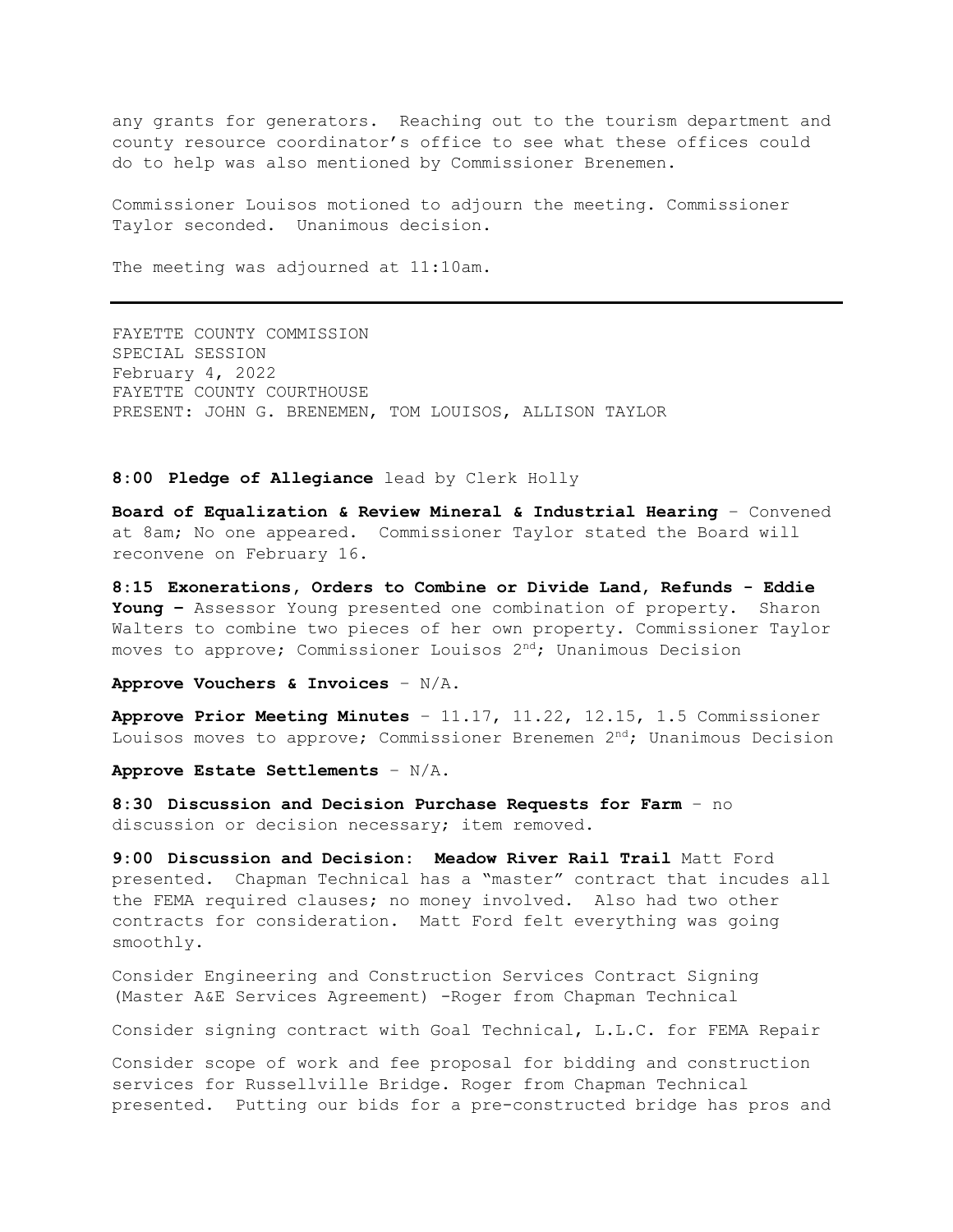any grants for generators. Reaching out to the tourism department and county resource coordinator's office to see what these offices could do to help was also mentioned by Commissioner Brenemen.

Commissioner Louisos motioned to adjourn the meeting. Commissioner Taylor seconded. Unanimous decision.

The meeting was adjourned at 11:10am.

---

FAYETTE COUNTY COMMISSION
SPECIAL SESSION
February 4, 2022
FAYETTE COUNTY COURTHOUSE
PRESENT: JOHN G. BRENEMEN, TOM LOUISOS, ALLISON TAYLOR

**8:00 Pledge of Allegiance** lead by Clerk Holly

**Board of Equalization & Review Mineral & Industrial Hearing** – Convened at 8am; No one appeared. Commissioner Taylor stated the Board will reconvene on February 16.

**8:15 Exonerations, Orders to Combine or Divide Land, Refunds - Eddie Young –** Assessor Young presented one combination of property. Sharon Walters to combine two pieces of her own property. Commissioner Taylor moves to approve; Commissioner Louisos 2nd; Unanimous Decision

**Approve Vouchers & Invoices** – N/A.

**Approve Prior Meeting Minutes** – 11.17, 11.22, 12.15, 1.5 Commissioner Louisos moves to approve; Commissioner Brenemen 2nd; Unanimous Decision

**Approve Estate Settlements** – N/A.

**8:30 Discussion and Decision Purchase Requests for Farm** – no discussion or decision necessary; item removed.

**9:00 Discussion and Decision: Meadow River Rail Trail** Matt Ford presented. Chapman Technical has a "master" contract that incudes all the FEMA required clauses; no money involved. Also had two other contracts for consideration. Matt Ford felt everything was going smoothly.

Consider Engineering and Construction Services Contract Signing (Master A&E Services Agreement) -Roger from Chapman Technical

Consider signing contract with Goal Technical, L.L.C. for FEMA Repair

Consider scope of work and fee proposal for bidding and construction services for Russellville Bridge. Roger from Chapman Technical presented. Putting our bids for a pre-constructed bridge has pros and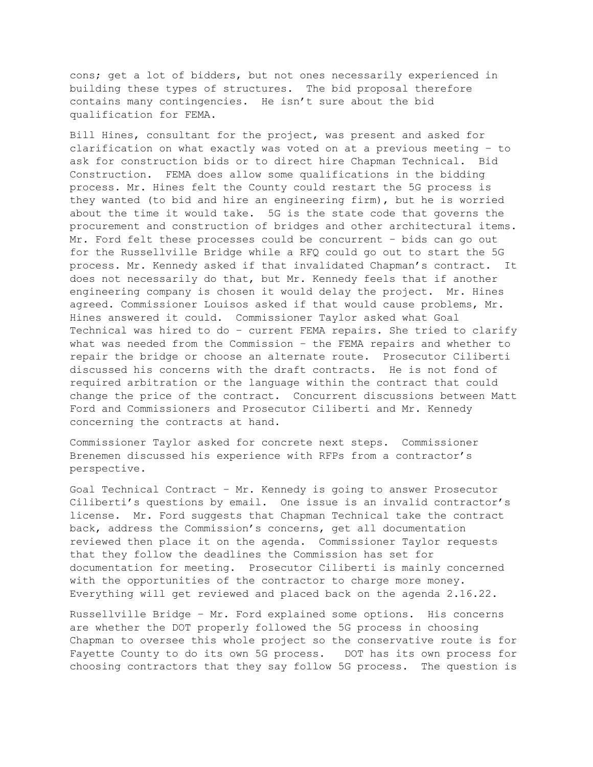cons; get a lot of bidders, but not ones necessarily experienced in building these types of structures. The bid proposal therefore contains many contingencies. He isn't sure about the bid qualification for FEMA.

Bill Hines, consultant for the project, was present and asked for clarification on what exactly was voted on at a previous meeting – to ask for construction bids or to direct hire Chapman Technical. Bid Construction. FEMA does allow some qualifications in the bidding process. Mr. Hines felt the County could restart the 5G process is they wanted (to bid and hire an engineering firm), but he is worried about the time it would take. 5G is the state code that governs the procurement and construction of bridges and other architectural items. Mr. Ford felt these processes could be concurrent – bids can go out for the Russellville Bridge while a RFQ could go out to start the 5G process. Mr. Kennedy asked if that invalidated Chapman's contract. It does not necessarily do that, but Mr. Kennedy feels that if another engineering company is chosen it would delay the project. Mr. Hines agreed. Commissioner Louisos asked if that would cause problems, Mr. Hines answered it could. Commissioner Taylor asked what Goal Technical was hired to do – current FEMA repairs. She tried to clarify what was needed from the Commission – the FEMA repairs and whether to repair the bridge or choose an alternate route. Prosecutor Ciliberti discussed his concerns with the draft contracts. He is not fond of required arbitration or the language within the contract that could change the price of the contract. Concurrent discussions between Matt Ford and Commissioners and Prosecutor Ciliberti and Mr. Kennedy concerning the contracts at hand.

Commissioner Taylor asked for concrete next steps. Commissioner Brenemen discussed his experience with RFPs from a contractor's perspective.

Goal Technical Contract – Mr. Kennedy is going to answer Prosecutor Ciliberti's questions by email. One issue is an invalid contractor's license. Mr. Ford suggests that Chapman Technical take the contract back, address the Commission's concerns, get all documentation reviewed then place it on the agenda. Commissioner Taylor requests that they follow the deadlines the Commission has set for documentation for meeting. Prosecutor Ciliberti is mainly concerned with the opportunities of the contractor to charge more money. Everything will get reviewed and placed back on the agenda 2.16.22.

Russellville Bridge – Mr. Ford explained some options. His concerns are whether the DOT properly followed the 5G process in choosing Chapman to oversee this whole project so the conservative route is for Fayette County to do its own 5G process. DOT has its own process for choosing contractors that they say follow 5G process. The question is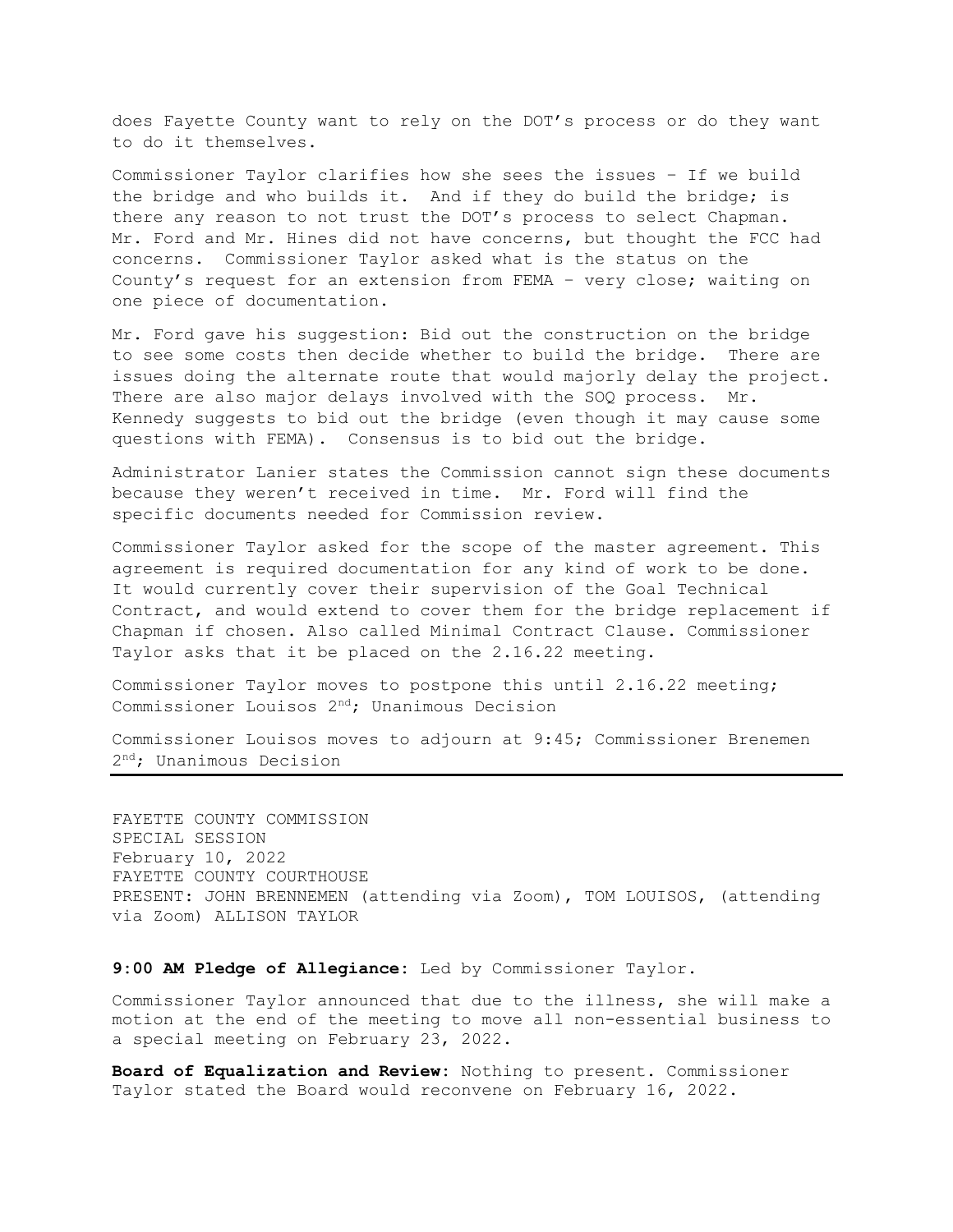does Fayette County want to rely on the DOT's process or do they want to do it themselves.

Commissioner Taylor clarifies how she sees the issues – If we build the bridge and who builds it. And if they do build the bridge; is there any reason to not trust the DOT's process to select Chapman. Mr. Ford and Mr. Hines did not have concerns, but thought the FCC had concerns. Commissioner Taylor asked what is the status on the County's request for an extension from FEMA – very close; waiting on one piece of documentation.

Mr. Ford gave his suggestion: Bid out the construction on the bridge to see some costs then decide whether to build the bridge. There are issues doing the alternate route that would majorly delay the project. There are also major delays involved with the SOQ process. Mr. Kennedy suggests to bid out the bridge (even though it may cause some questions with FEMA). Consensus is to bid out the bridge.

Administrator Lanier states the Commission cannot sign these documents because they weren't received in time. Mr. Ford will find the specific documents needed for Commission review.

Commissioner Taylor asked for the scope of the master agreement. This agreement is required documentation for any kind of work to be done. It would currently cover their supervision of the Goal Technical Contract, and would extend to cover them for the bridge replacement if Chapman if chosen. Also called Minimal Contract Clause. Commissioner Taylor asks that it be placed on the 2.16.22 meeting.

Commissioner Taylor moves to postpone this until 2.16.22 meeting; Commissioner Louisos 2nd; Unanimous Decision

Commissioner Louisos moves to adjourn at 9:45; Commissioner Brenemen 2nd; Unanimous Decision

---

FAYETTE COUNTY COMMISSION
SPECIAL SESSION
February 10, 2022
FAYETTE COUNTY COURTHOUSE
PRESENT: JOHN BRENNEMEN (attending via Zoom), TOM LOUISOS, (attending via Zoom) ALLISON TAYLOR

**9:00 AM Pledge of Allegiance:** Led by Commissioner Taylor.

Commissioner Taylor announced that due to the illness, she will make a motion at the end of the meeting to move all non-essential business to a special meeting on February 23, 2022.

**Board of Equalization and Review:** Nothing to present. Commissioner Taylor stated the Board would reconvene on February 16, 2022.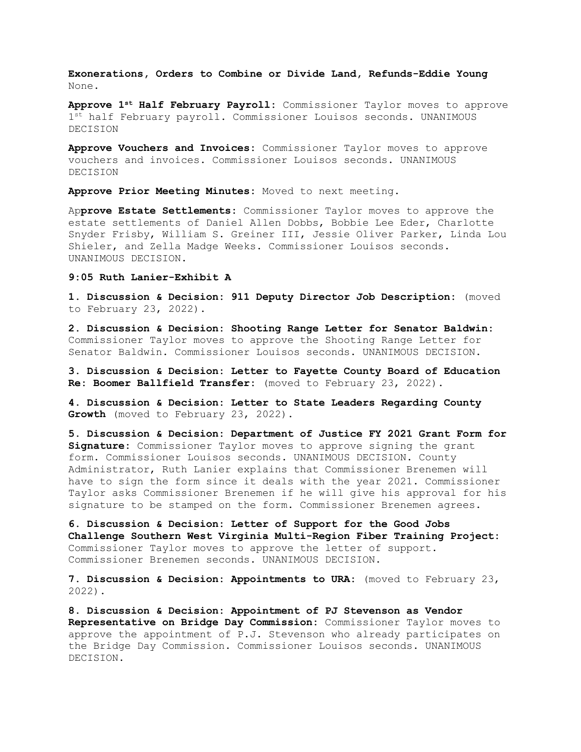**Exonerations, Orders to Combine or Divide Land, Refunds-Eddie Young**
None.

**Approve 1st Half February Payroll:** Commissioner Taylor moves to approve 1st half February payroll. Commissioner Louisos seconds. UNANIMOUS DECISION

**Approve Vouchers and Invoices:** Commissioner Taylor moves to approve vouchers and invoices. Commissioner Louisos seconds. UNANIMOUS DECISION

**Approve Prior Meeting Minutes:** Moved to next meeting.

Ap**prove Estate Settlements:** Commissioner Taylor moves to approve the estate settlements of Daniel Allen Dobbs, Bobbie Lee Eder, Charlotte Snyder Frisby, William S. Greiner III, Jessie Oliver Parker, Linda Lou Shieler, and Zella Madge Weeks. Commissioner Louisos seconds. UNANIMOUS DECISION.

**9:05 Ruth Lanier-Exhibit A**

**1. Discussion & Decision: 911 Deputy Director Job Description:** (moved to February 23, 2022).

**2. Discussion & Decision: Shooting Range Letter for Senator Baldwin:** Commissioner Taylor moves to approve the Shooting Range Letter for Senator Baldwin. Commissioner Louisos seconds. UNANIMOUS DECISION.

**3. Discussion & Decision: Letter to Fayette County Board of Education Re: Boomer Ballfield Transfer:** (moved to February 23, 2022).

**4. Discussion & Decision: Letter to State Leaders Regarding County Growth** (moved to February 23, 2022).

**5. Discussion & Decision: Department of Justice FY 2021 Grant Form for Signature:** Commissioner Taylor moves to approve signing the grant form. Commissioner Louisos seconds. UNANIMOUS DECISION. County Administrator, Ruth Lanier explains that Commissioner Brenemen will have to sign the form since it deals with the year 2021. Commissioner Taylor asks Commissioner Brenemen if he will give his approval for his signature to be stamped on the form. Commissioner Brenemen agrees.

**6. Discussion & Decision: Letter of Support for the Good Jobs Challenge Southern West Virginia Multi-Region Fiber Training Project:** Commissioner Taylor moves to approve the letter of support. Commissioner Brenemen seconds. UNANIMOUS DECISION.

**7. Discussion & Decision: Appointments to URA:** (moved to February 23, 2022).

**8. Discussion & Decision: Appointment of PJ Stevenson as Vendor Representative on Bridge Day Commission:** Commissioner Taylor moves to approve the appointment of P.J. Stevenson who already participates on the Bridge Day Commission. Commissioner Louisos seconds. UNANIMOUS DECISION.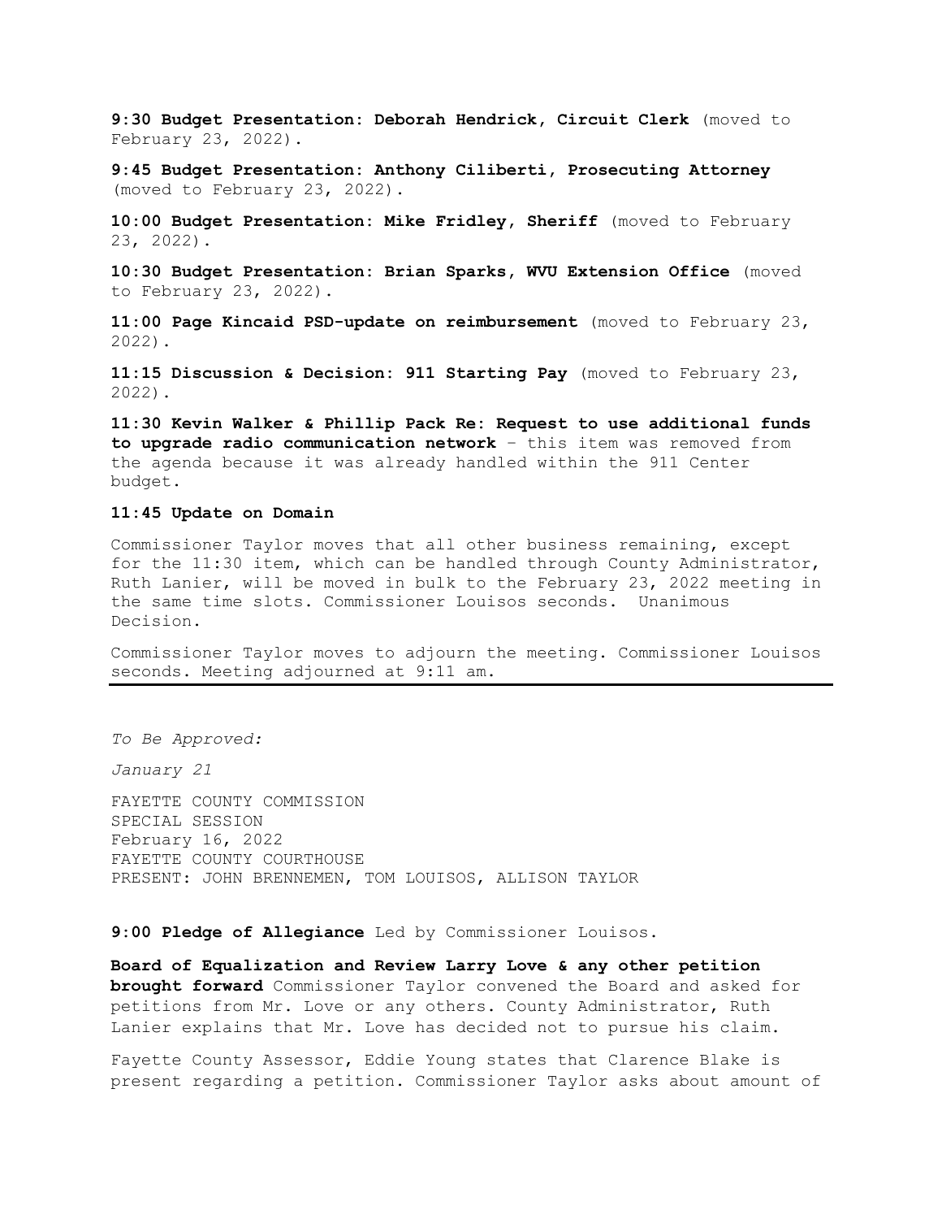**9:30 Budget Presentation: Deborah Hendrick, Circuit Clerk** (moved to February 23, 2022).

**9:45 Budget Presentation: Anthony Ciliberti, Prosecuting Attorney** (moved to February 23, 2022).

**10:00 Budget Presentation: Mike Fridley, Sheriff** (moved to February 23, 2022).

**10:30 Budget Presentation: Brian Sparks, WVU Extension Office** (moved to February 23, 2022).

**11:00 Page Kincaid PSD-update on reimbursement** (moved to February 23, 2022).

**11:15 Discussion & Decision: 911 Starting Pay** (moved to February 23, 2022).

**11:30 Kevin Walker & Phillip Pack Re: Request to use additional funds to upgrade radio communication network** – this item was removed from the agenda because it was already handled within the 911 Center budget.

**11:45 Update on Domain**

Commissioner Taylor moves that all other business remaining, except for the 11:30 item, which can be handled through County Administrator, Ruth Lanier, will be moved in bulk to the February 23, 2022 meeting in the same time slots. Commissioner Louisos seconds. Unanimous Decision.

Commissioner Taylor moves to adjourn the meeting. Commissioner Louisos seconds. Meeting adjourned at 9:11 am.

---

*To Be Approved:*

*January 21*

FAYETTE COUNTY COMMISSION
SPECIAL SESSION
February 16, 2022
FAYETTE COUNTY COURTHOUSE
PRESENT: JOHN BRENNEMEN, TOM LOUISOS, ALLISON TAYLOR

**9:00 Pledge of Allegiance** Led by Commissioner Louisos.

**Board of Equalization and Review Larry Love & any other petition brought forward** Commissioner Taylor convened the Board and asked for petitions from Mr. Love or any others. County Administrator, Ruth Lanier explains that Mr. Love has decided not to pursue his claim.

Fayette County Assessor, Eddie Young states that Clarence Blake is present regarding a petition. Commissioner Taylor asks about amount of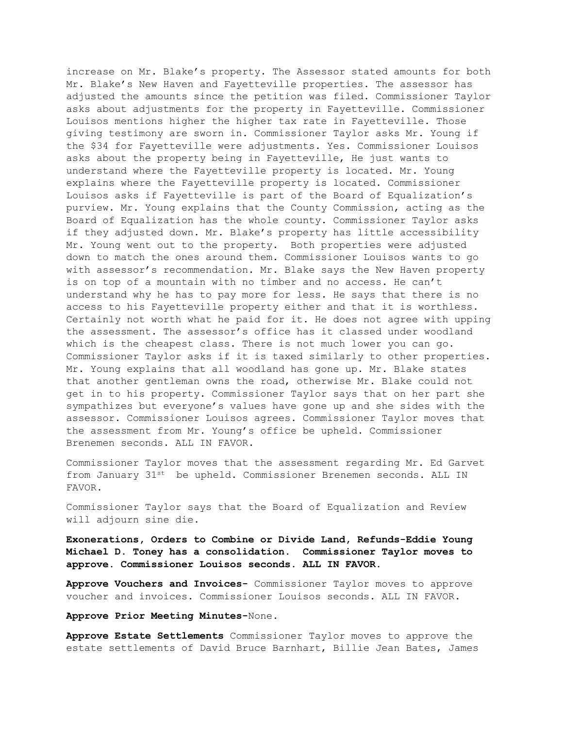increase on Mr. Blake's property. The Assessor stated amounts for both Mr. Blake's New Haven and Fayetteville properties. The assessor has adjusted the amounts since the petition was filed. Commissioner Taylor asks about adjustments for the property in Fayetteville. Commissioner Louisos mentions higher the higher tax rate in Fayetteville. Those giving testimony are sworn in. Commissioner Taylor asks Mr. Young if the $34 for Fayetteville were adjustments. Yes. Commissioner Louisos asks about the property being in Fayetteville, He just wants to understand where the Fayetteville property is located. Mr. Young explains where the Fayetteville property is located. Commissioner Louisos asks if Fayetteville is part of the Board of Equalization's purview. Mr. Young explains that the County Commission, acting as the Board of Equalization has the whole county. Commissioner Taylor asks if they adjusted down. Mr. Blake's property has little accessibility Mr. Young went out to the property. Both properties were adjusted down to match the ones around them. Commissioner Louisos wants to go with assessor's recommendation. Mr. Blake says the New Haven property is on top of a mountain with no timber and no access. He can't understand why he has to pay more for less. He says that there is no access to his Fayetteville property either and that it is worthless. Certainly not worth what he paid for it. He does not agree with upping the assessment. The assessor's office has it classed under woodland which is the cheapest class. There is not much lower you can go. Commissioner Taylor asks if it is taxed similarly to other properties. Mr. Young explains that all woodland has gone up. Mr. Blake states that another gentleman owns the road, otherwise Mr. Blake could not get in to his property. Commissioner Taylor says that on her part she sympathizes but everyone's values have gone up and she sides with the assessor. Commissioner Louisos agrees. Commissioner Taylor moves that the assessment from Mr. Young's office be upheld. Commissioner Brenemen seconds. ALL IN FAVOR.

Commissioner Taylor moves that the assessment regarding Mr. Ed Garvet from January 31st be upheld. Commissioner Brenemen seconds. ALL IN FAVOR.

Commissioner Taylor says that the Board of Equalization and Review will adjourn sine die.

**Exonerations, Orders to Combine or Divide Land, Refunds-Eddie Young Michael D. Toney has a consolidation. Commissioner Taylor moves to approve. Commissioner Louisos seconds. ALL IN FAVOR.**

**Approve Vouchers and Invoices-** Commissioner Taylor moves to approve voucher and invoices. Commissioner Louisos seconds. ALL IN FAVOR.

**Approve Prior Meeting Minutes-**None.

**Approve Estate Settlements** Commissioner Taylor moves to approve the estate settlements of David Bruce Barnhart, Billie Jean Bates, James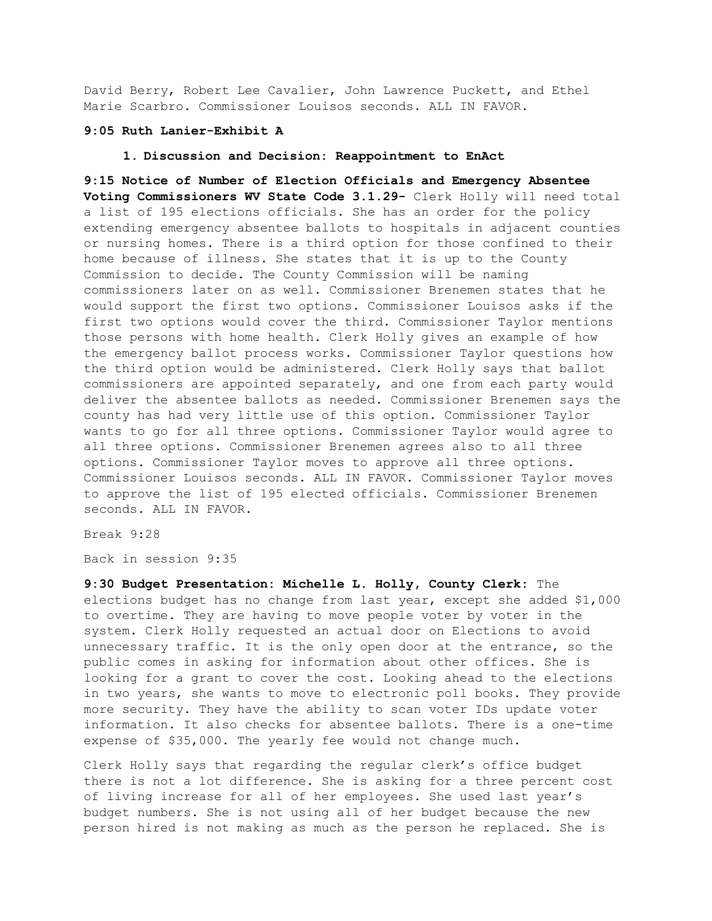David Berry, Robert Lee Cavalier, John Lawrence Puckett, and Ethel Marie Scarbro. Commissioner Louisos seconds. ALL IN FAVOR.

**9:05 Ruth Lanier-Exhibit A**

1. **Discussion and Decision: Reappointment to EnAct**

**9:15 Notice of Number of Election Officials and Emergency Absentee Voting Commissioners WV State Code 3.1.29-** Clerk Holly will need total a list of 195 elections officials. She has an order for the policy extending emergency absentee ballots to hospitals in adjacent counties or nursing homes. There is a third option for those confined to their home because of illness. She states that it is up to the County Commission to decide. The County Commission will be naming commissioners later on as well. Commissioner Brenemen states that he would support the first two options. Commissioner Louisos asks if the first two options would cover the third. Commissioner Taylor mentions those persons with home health. Clerk Holly gives an example of how the emergency ballot process works. Commissioner Taylor questions how the third option would be administered. Clerk Holly says that ballot commissioners are appointed separately, and one from each party would deliver the absentee ballots as needed. Commissioner Brenemen says the county has had very little use of this option. Commissioner Taylor wants to go for all three options. Commissioner Taylor would agree to all three options. Commissioner Brenemen agrees also to all three options. Commissioner Taylor moves to approve all three options. Commissioner Louisos seconds. ALL IN FAVOR. Commissioner Taylor moves to approve the list of 195 elected officials. Commissioner Brenemen seconds. ALL IN FAVOR.

Break 9:28

Back in session 9:35

**9:30 Budget Presentation: Michelle L. Holly, County Clerk:** The elections budget has no change from last year, except she added $1,000 to overtime. They are having to move people voter by voter in the system. Clerk Holly requested an actual door on Elections to avoid unnecessary traffic. It is the only open door at the entrance, so the public comes in asking for information about other offices. She is looking for a grant to cover the cost. Looking ahead to the elections in two years, she wants to move to electronic poll books. They provide more security. They have the ability to scan voter IDs update voter information. It also checks for absentee ballots. There is a one-time expense of $35,000. The yearly fee would not change much.

Clerk Holly says that regarding the regular clerk's office budget there is not a lot difference. She is asking for a three percent cost of living increase for all of her employees. She used last year's budget numbers. She is not using all of her budget because the new person hired is not making as much as the person he replaced. She is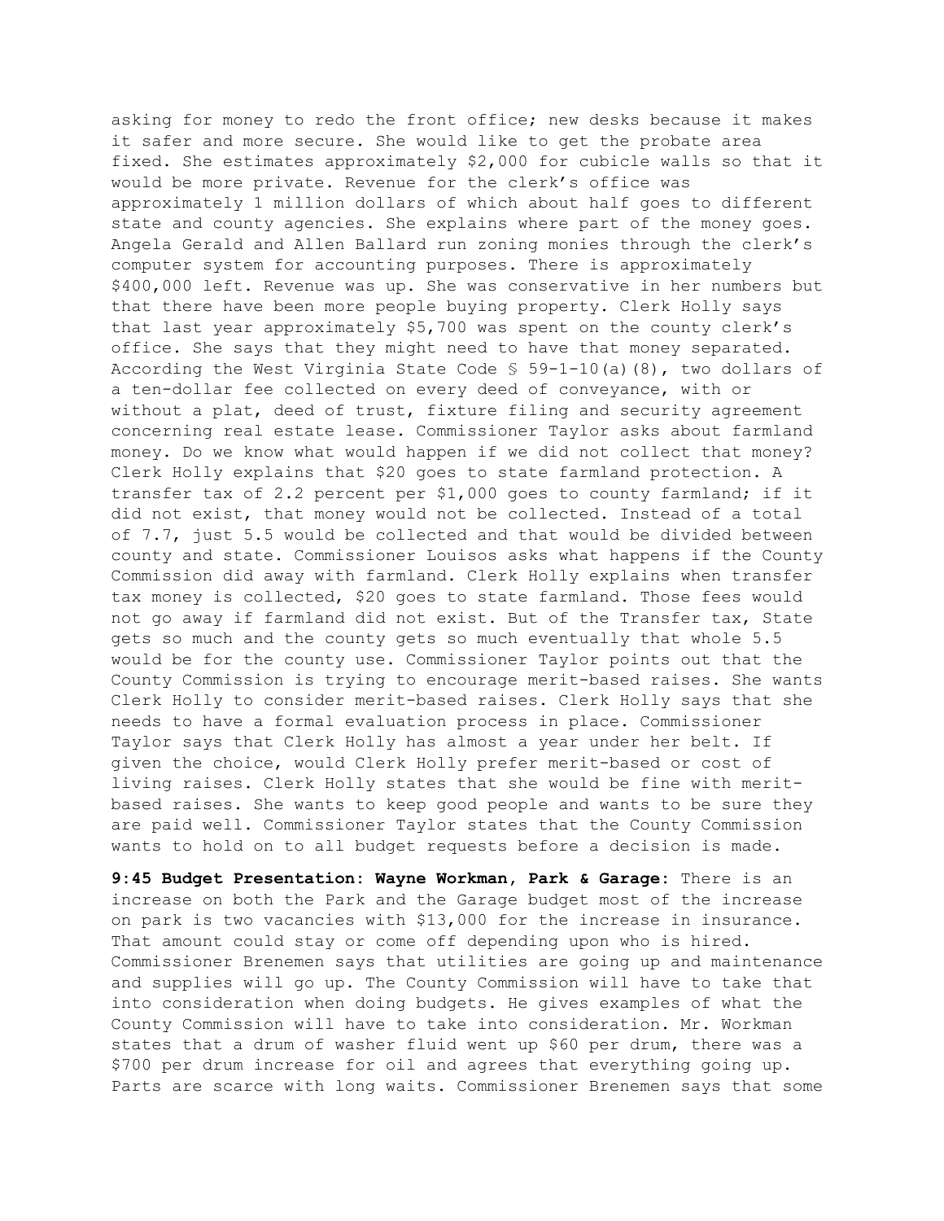asking for money to redo the front office; new desks because it makes it safer and more secure. She would like to get the probate area fixed. She estimates approximately $2,000 for cubicle walls so that it would be more private. Revenue for the clerk's office was approximately 1 million dollars of which about half goes to different state and county agencies. She explains where part of the money goes. Angela Gerald and Allen Ballard run zoning monies through the clerk's computer system for accounting purposes. There is approximately $400,000 left. Revenue was up. She was conservative in her numbers but that there have been more people buying property. Clerk Holly says that last year approximately $5,700 was spent on the county clerk's office. She says that they might need to have that money separated. According the West Virginia State Code § 59-1-10(a)(8), two dollars of a ten-dollar fee collected on every deed of conveyance, with or without a plat, deed of trust, fixture filing and security agreement concerning real estate lease. Commissioner Taylor asks about farmland money. Do we know what would happen if we did not collect that money? Clerk Holly explains that $20 goes to state farmland protection. A transfer tax of 2.2 percent per $1,000 goes to county farmland; if it did not exist, that money would not be collected. Instead of a total of 7.7, just 5.5 would be collected and that would be divided between county and state. Commissioner Louisos asks what happens if the County Commission did away with farmland. Clerk Holly explains when transfer tax money is collected, $20 goes to state farmland. Those fees would not go away if farmland did not exist. But of the Transfer tax, State gets so much and the county gets so much eventually that whole 5.5 would be for the county use. Commissioner Taylor points out that the County Commission is trying to encourage merit-based raises. She wants Clerk Holly to consider merit-based raises. Clerk Holly says that she needs to have a formal evaluation process in place. Commissioner Taylor says that Clerk Holly has almost a year under her belt. If given the choice, would Clerk Holly prefer merit-based or cost of living raises. Clerk Holly states that she would be fine with merit-based raises. She wants to keep good people and wants to be sure they are paid well. Commissioner Taylor states that the County Commission wants to hold on to all budget requests before a decision is made.

**9:45 Budget Presentation: Wayne Workman, Park & Garage:** There is an increase on both the Park and the Garage budget most of the increase on park is two vacancies with $13,000 for the increase in insurance. That amount could stay or come off depending upon who is hired. Commissioner Brenemen says that utilities are going up and maintenance and supplies will go up. The County Commission will have to take that into consideration when doing budgets. He gives examples of what the County Commission will have to take into consideration. Mr. Workman states that a drum of washer fluid went up $60 per drum, there was a $700 per drum increase for oil and agrees that everything going up. Parts are scarce with long waits. Commissioner Brenemen says that some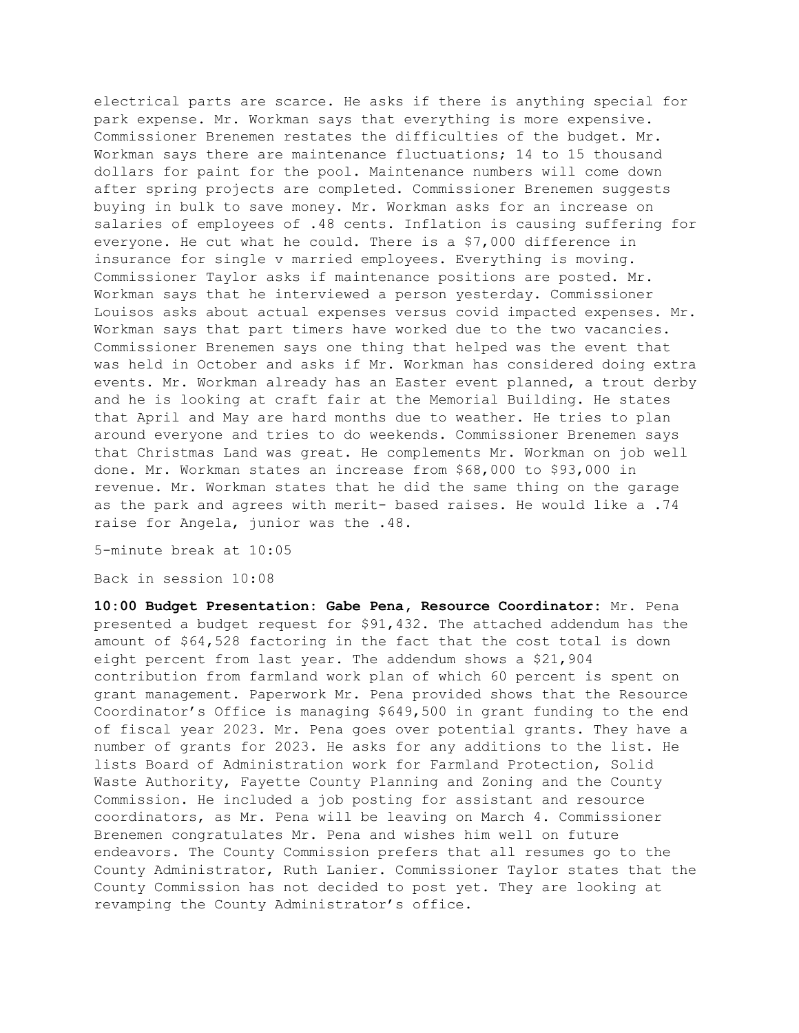electrical parts are scarce. He asks if there is anything special for park expense. Mr. Workman says that everything is more expensive. Commissioner Brenemen restates the difficulties of the budget. Mr. Workman says there are maintenance fluctuations; 14 to 15 thousand dollars for paint for the pool. Maintenance numbers will come down after spring projects are completed. Commissioner Brenemen suggests buying in bulk to save money. Mr. Workman asks for an increase on salaries of employees of .48 cents. Inflation is causing suffering for everyone. He cut what he could. There is a $7,000 difference in insurance for single v married employees. Everything is moving. Commissioner Taylor asks if maintenance positions are posted. Mr. Workman says that he interviewed a person yesterday. Commissioner Louisos asks about actual expenses versus covid impacted expenses. Mr. Workman says that part timers have worked due to the two vacancies. Commissioner Brenemen says one thing that helped was the event that was held in October and asks if Mr. Workman has considered doing extra events. Mr. Workman already has an Easter event planned, a trout derby and he is looking at craft fair at the Memorial Building. He states that April and May are hard months due to weather. He tries to plan around everyone and tries to do weekends. Commissioner Brenemen says that Christmas Land was great. He complements Mr. Workman on job well done. Mr. Workman states an increase from $68,000 to $93,000 in revenue. Mr. Workman states that he did the same thing on the garage as the park and agrees with merit- based raises. He would like a .74 raise for Angela, junior was the .48.

5-minute break at 10:05

Back in session 10:08

**10:00 Budget Presentation: Gabe Pena, Resource Coordinator:** Mr. Pena presented a budget request for $91,432. The attached addendum has the amount of $64,528 factoring in the fact that the cost total is down eight percent from last year. The addendum shows a $21,904 contribution from farmland work plan of which 60 percent is spent on grant management. Paperwork Mr. Pena provided shows that the Resource Coordinator's Office is managing $649,500 in grant funding to the end of fiscal year 2023. Mr. Pena goes over potential grants. They have a number of grants for 2023. He asks for any additions to the list. He lists Board of Administration work for Farmland Protection, Solid Waste Authority, Fayette County Planning and Zoning and the County Commission. He included a job posting for assistant and resource coordinators, as Mr. Pena will be leaving on March 4. Commissioner Brenemen congratulates Mr. Pena and wishes him well on future endeavors. The County Commission prefers that all resumes go to the County Administrator, Ruth Lanier. Commissioner Taylor states that the County Commission has not decided to post yet. They are looking at revamping the County Administrator's office.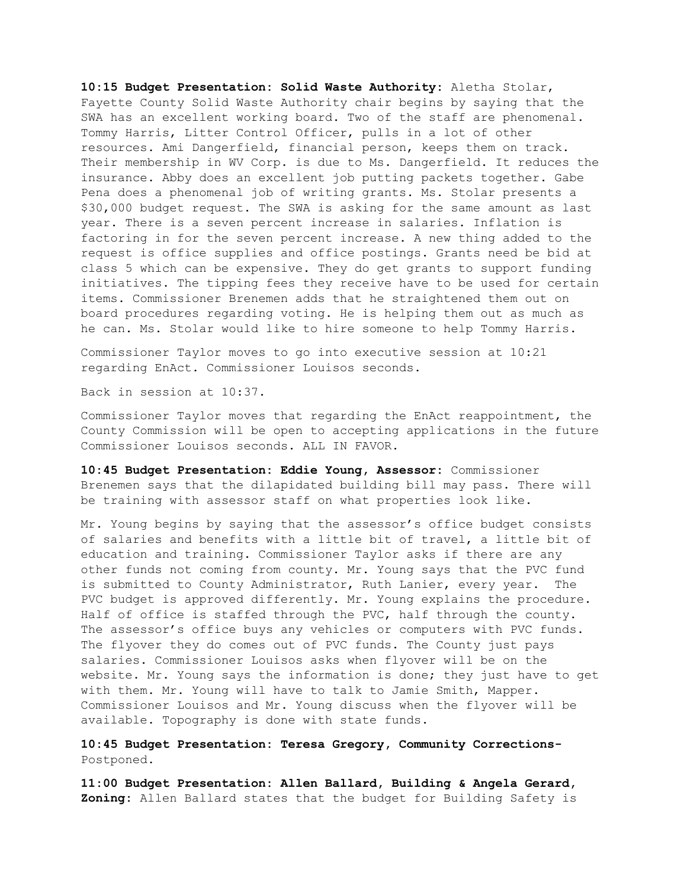**10:15 Budget Presentation: Solid Waste Authority:** Aletha Stolar, Fayette County Solid Waste Authority chair begins by saying that the SWA has an excellent working board. Two of the staff are phenomenal. Tommy Harris, Litter Control Officer, pulls in a lot of other resources. Ami Dangerfield, financial person, keeps them on track. Their membership in WV Corp. is due to Ms. Dangerfield. It reduces the insurance. Abby does an excellent job putting packets together. Gabe Pena does a phenomenal job of writing grants. Ms. Stolar presents a $30,000 budget request. The SWA is asking for the same amount as last year. There is a seven percent increase in salaries. Inflation is factoring in for the seven percent increase. A new thing added to the request is office supplies and office postings. Grants need be bid at class 5 which can be expensive. They do get grants to support funding initiatives. The tipping fees they receive have to be used for certain items. Commissioner Brenemen adds that he straightened them out on board procedures regarding voting. He is helping them out as much as he can. Ms. Stolar would like to hire someone to help Tommy Harris.

Commissioner Taylor moves to go into executive session at 10:21 regarding EnAct. Commissioner Louisos seconds.

Back in session at 10:37.

Commissioner Taylor moves that regarding the EnAct reappointment, the County Commission will be open to accepting applications in the future Commissioner Louisos seconds. ALL IN FAVOR.

**10:45 Budget Presentation: Eddie Young, Assessor:** Commissioner Brenemen says that the dilapidated building bill may pass. There will be training with assessor staff on what properties look like.

Mr. Young begins by saying that the assessor's office budget consists of salaries and benefits with a little bit of travel, a little bit of education and training. Commissioner Taylor asks if there are any other funds not coming from county. Mr. Young says that the PVC fund is submitted to County Administrator, Ruth Lanier, every year. The PVC budget is approved differently. Mr. Young explains the procedure. Half of office is staffed through the PVC, half through the county. The assessor's office buys any vehicles or computers with PVC funds. The flyover they do comes out of PVC funds. The County just pays salaries. Commissioner Louisos asks when flyover will be on the website. Mr. Young says the information is done; they just have to get with them. Mr. Young will have to talk to Jamie Smith, Mapper. Commissioner Louisos and Mr. Young discuss when the flyover will be available. Topography is done with state funds.

**10:45 Budget Presentation: Teresa Gregory, Community Corrections-** Postponed.

**11:00 Budget Presentation: Allen Ballard, Building & Angela Gerard, Zoning:** Allen Ballard states that the budget for Building Safety is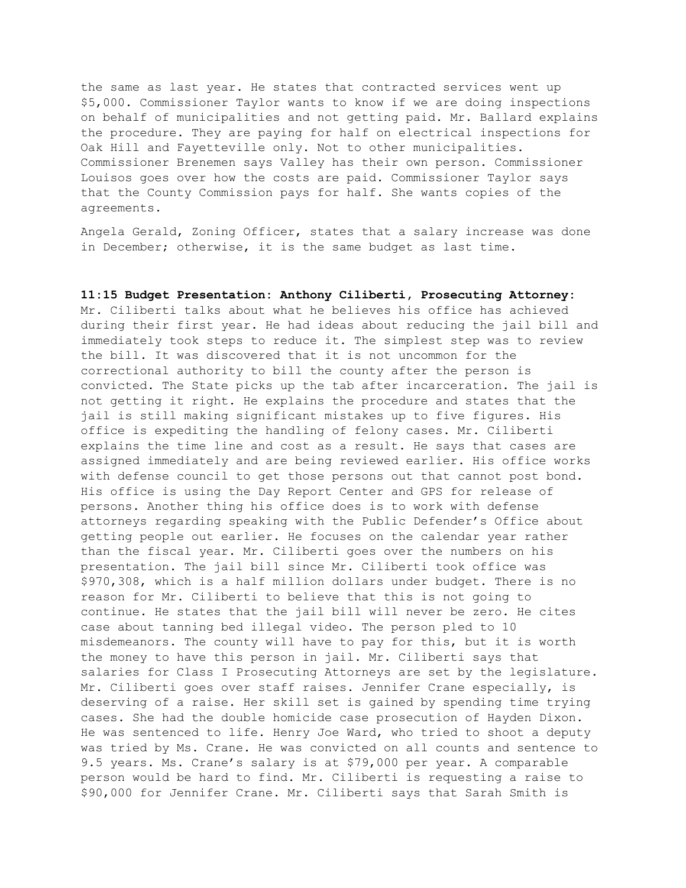the same as last year. He states that contracted services went up $5,000. Commissioner Taylor wants to know if we are doing inspections on behalf of municipalities and not getting paid. Mr. Ballard explains the procedure. They are paying for half on electrical inspections for Oak Hill and Fayetteville only. Not to other municipalities. Commissioner Brenemen says Valley has their own person. Commissioner Louisos goes over how the costs are paid. Commissioner Taylor says that the County Commission pays for half. She wants copies of the agreements.

Angela Gerald, Zoning Officer, states that a salary increase was done in December; otherwise, it is the same budget as last time.

**11:15 Budget Presentation: Anthony Ciliberti, Prosecuting Attorney:** Mr. Ciliberti talks about what he believes his office has achieved during their first year. He had ideas about reducing the jail bill and immediately took steps to reduce it. The simplest step was to review the bill. It was discovered that it is not uncommon for the correctional authority to bill the county after the person is convicted. The State picks up the tab after incarceration. The jail is not getting it right. He explains the procedure and states that the jail is still making significant mistakes up to five figures. His office is expediting the handling of felony cases. Mr. Ciliberti explains the time line and cost as a result. He says that cases are assigned immediately and are being reviewed earlier. His office works with defense council to get those persons out that cannot post bond. His office is using the Day Report Center and GPS for release of persons. Another thing his office does is to work with defense attorneys regarding speaking with the Public Defender's Office about getting people out earlier. He focuses on the calendar year rather than the fiscal year. Mr. Ciliberti goes over the numbers on his presentation. The jail bill since Mr. Ciliberti took office was $970,308, which is a half million dollars under budget. There is no reason for Mr. Ciliberti to believe that this is not going to continue. He states that the jail bill will never be zero. He cites case about tanning bed illegal video. The person pled to 10 misdemeanors. The county will have to pay for this, but it is worth the money to have this person in jail. Mr. Ciliberti says that salaries for Class I Prosecuting Attorneys are set by the legislature. Mr. Ciliberti goes over staff raises. Jennifer Crane especially, is deserving of a raise. Her skill set is gained by spending time trying cases. She had the double homicide case prosecution of Hayden Dixon. He was sentenced to life. Henry Joe Ward, who tried to shoot a deputy was tried by Ms. Crane. He was convicted on all counts and sentence to 9.5 years. Ms. Crane's salary is at $79,000 per year. A comparable person would be hard to find. Mr. Ciliberti is requesting a raise to $90,000 for Jennifer Crane. Mr. Ciliberti says that Sarah Smith is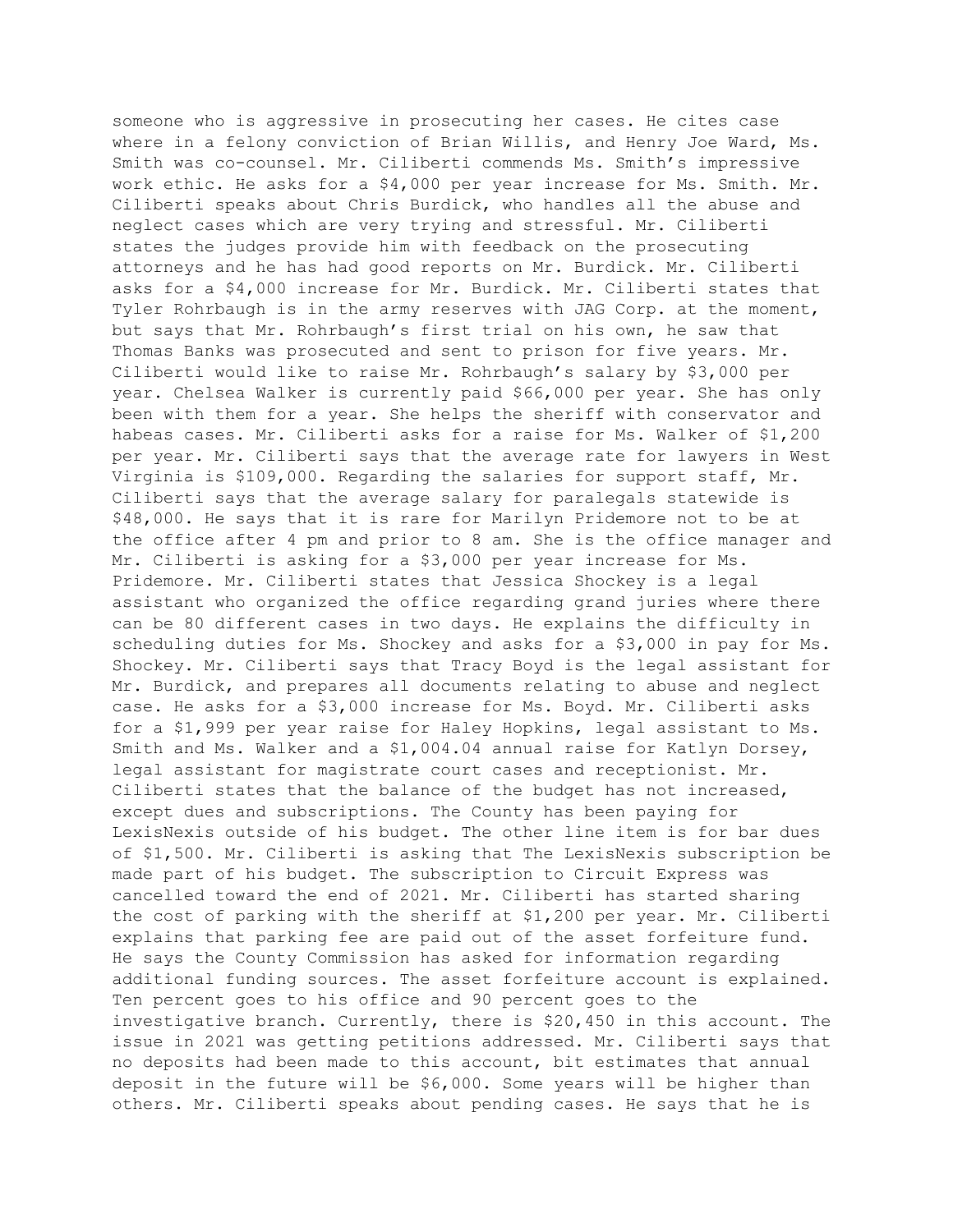someone who is aggressive in prosecuting her cases. He cites case where in a felony conviction of Brian Willis, and Henry Joe Ward, Ms. Smith was co-counsel. Mr. Ciliberti commends Ms. Smith's impressive work ethic. He asks for a $4,000 per year increase for Ms. Smith. Mr. Ciliberti speaks about Chris Burdick, who handles all the abuse and neglect cases which are very trying and stressful. Mr. Ciliberti states the judges provide him with feedback on the prosecuting attorneys and he has had good reports on Mr. Burdick. Mr. Ciliberti asks for a $4,000 increase for Mr. Burdick. Mr. Ciliberti states that Tyler Rohrbaugh is in the army reserves with JAG Corp. at the moment, but says that Mr. Rohrbaugh's first trial on his own, he saw that Thomas Banks was prosecuted and sent to prison for five years. Mr. Ciliberti would like to raise Mr. Rohrbaugh's salary by $3,000 per year. Chelsea Walker is currently paid $66,000 per year. She has only been with them for a year. She helps the sheriff with conservator and habeas cases. Mr. Ciliberti asks for a raise for Ms. Walker of $1,200 per year. Mr. Ciliberti says that the average rate for lawyers in West Virginia is $109,000. Regarding the salaries for support staff, Mr. Ciliberti says that the average salary for paralegals statewide is $48,000. He says that it is rare for Marilyn Pridemore not to be at the office after 4 pm and prior to 8 am. She is the office manager and Mr. Ciliberti is asking for a $3,000 per year increase for Ms. Pridemore. Mr. Ciliberti states that Jessica Shockey is a legal assistant who organized the office regarding grand juries where there can be 80 different cases in two days. He explains the difficulty in scheduling duties for Ms. Shockey and asks for a $3,000 in pay for Ms. Shockey. Mr. Ciliberti says that Tracy Boyd is the legal assistant for Mr. Burdick, and prepares all documents relating to abuse and neglect case. He asks for a $3,000 increase for Ms. Boyd. Mr. Ciliberti asks for a $1,999 per year raise for Haley Hopkins, legal assistant to Ms. Smith and Ms. Walker and a $1,004.04 annual raise for Katlyn Dorsey, legal assistant for magistrate court cases and receptionist. Mr. Ciliberti states that the balance of the budget has not increased, except dues and subscriptions. The County has been paying for LexisNexis outside of his budget. The other line item is for bar dues of $1,500. Mr. Ciliberti is asking that The LexisNexis subscription be made part of his budget. The subscription to Circuit Express was cancelled toward the end of 2021. Mr. Ciliberti has started sharing the cost of parking with the sheriff at $1,200 per year. Mr. Ciliberti explains that parking fee are paid out of the asset forfeiture fund. He says the County Commission has asked for information regarding additional funding sources. The asset forfeiture account is explained. Ten percent goes to his office and 90 percent goes to the investigative branch. Currently, there is $20,450 in this account. The issue in 2021 was getting petitions addressed. Mr. Ciliberti says that no deposits had been made to this account, bit estimates that annual deposit in the future will be $6,000. Some years will be higher than others. Mr. Ciliberti speaks about pending cases. He says that he is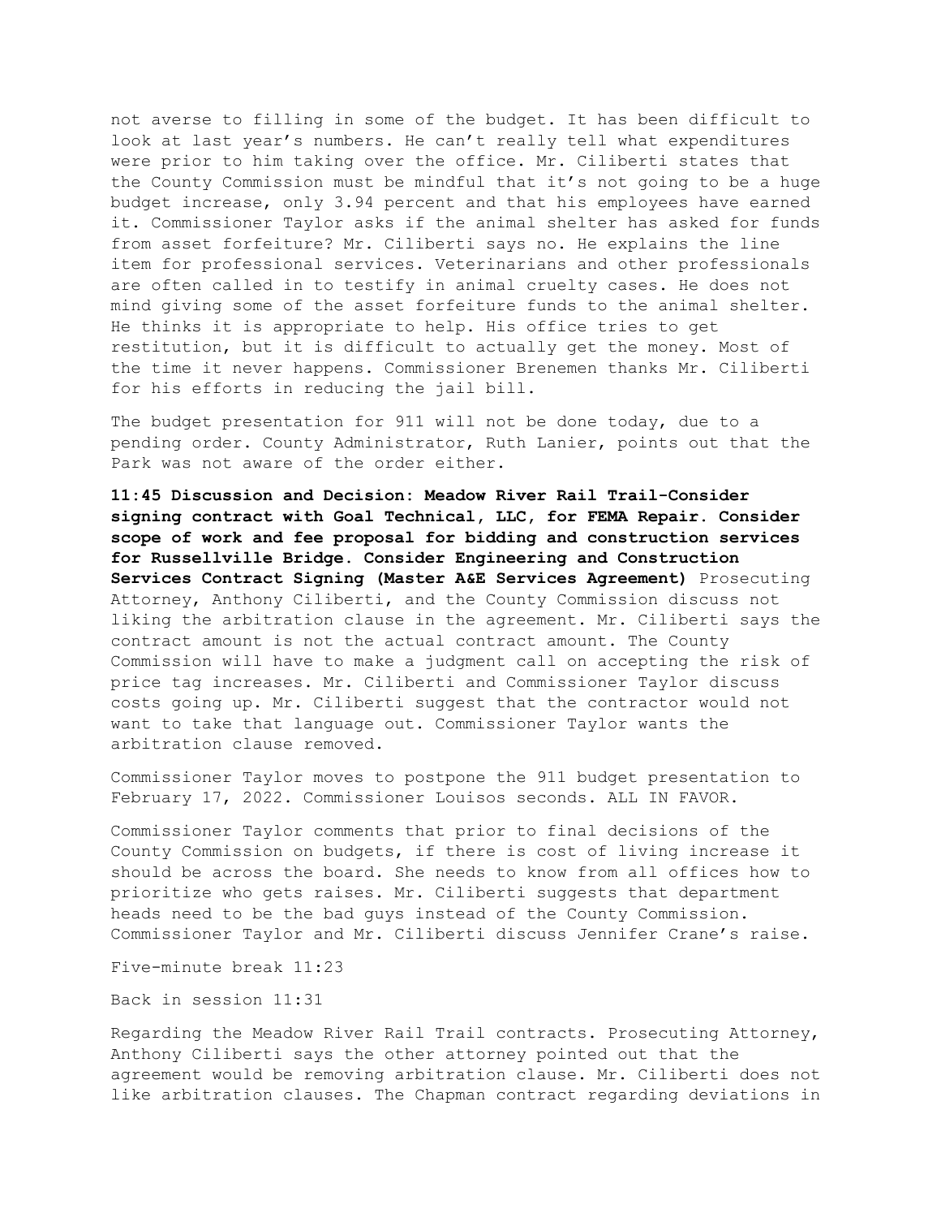not averse to filling in some of the budget. It has been difficult to look at last year's numbers. He can't really tell what expenditures were prior to him taking over the office. Mr. Ciliberti states that the County Commission must be mindful that it's not going to be a huge budget increase, only 3.94 percent and that his employees have earned it. Commissioner Taylor asks if the animal shelter has asked for funds from asset forfeiture? Mr. Ciliberti says no. He explains the line item for professional services. Veterinarians and other professionals are often called in to testify in animal cruelty cases. He does not mind giving some of the asset forfeiture funds to the animal shelter. He thinks it is appropriate to help. His office tries to get restitution, but it is difficult to actually get the money. Most of the time it never happens. Commissioner Brenemen thanks Mr. Ciliberti for his efforts in reducing the jail bill.

The budget presentation for 911 will not be done today, due to a pending order. County Administrator, Ruth Lanier, points out that the Park was not aware of the order either.

**11:45 Discussion and Decision: Meadow River Rail Trail-Consider signing contract with Goal Technical, LLC, for FEMA Repair. Consider scope of work and fee proposal for bidding and construction services for Russellville Bridge. Consider Engineering and Construction Services Contract Signing (Master A&E Services Agreement)** Prosecuting Attorney, Anthony Ciliberti, and the County Commission discuss not liking the arbitration clause in the agreement. Mr. Ciliberti says the contract amount is not the actual contract amount. The County Commission will have to make a judgment call on accepting the risk of price tag increases. Mr. Ciliberti and Commissioner Taylor discuss costs going up. Mr. Ciliberti suggest that the contractor would not want to take that language out. Commissioner Taylor wants the arbitration clause removed.

Commissioner Taylor moves to postpone the 911 budget presentation to February 17, 2022. Commissioner Louisos seconds. ALL IN FAVOR.

Commissioner Taylor comments that prior to final decisions of the County Commission on budgets, if there is cost of living increase it should be across the board. She needs to know from all offices how to prioritize who gets raises. Mr. Ciliberti suggests that department heads need to be the bad guys instead of the County Commission. Commissioner Taylor and Mr. Ciliberti discuss Jennifer Crane's raise.

Five-minute break 11:23

Back in session 11:31

Regarding the Meadow River Rail Trail contracts. Prosecuting Attorney, Anthony Ciliberti says the other attorney pointed out that the agreement would be removing arbitration clause. Mr. Ciliberti does not like arbitration clauses. The Chapman contract regarding deviations in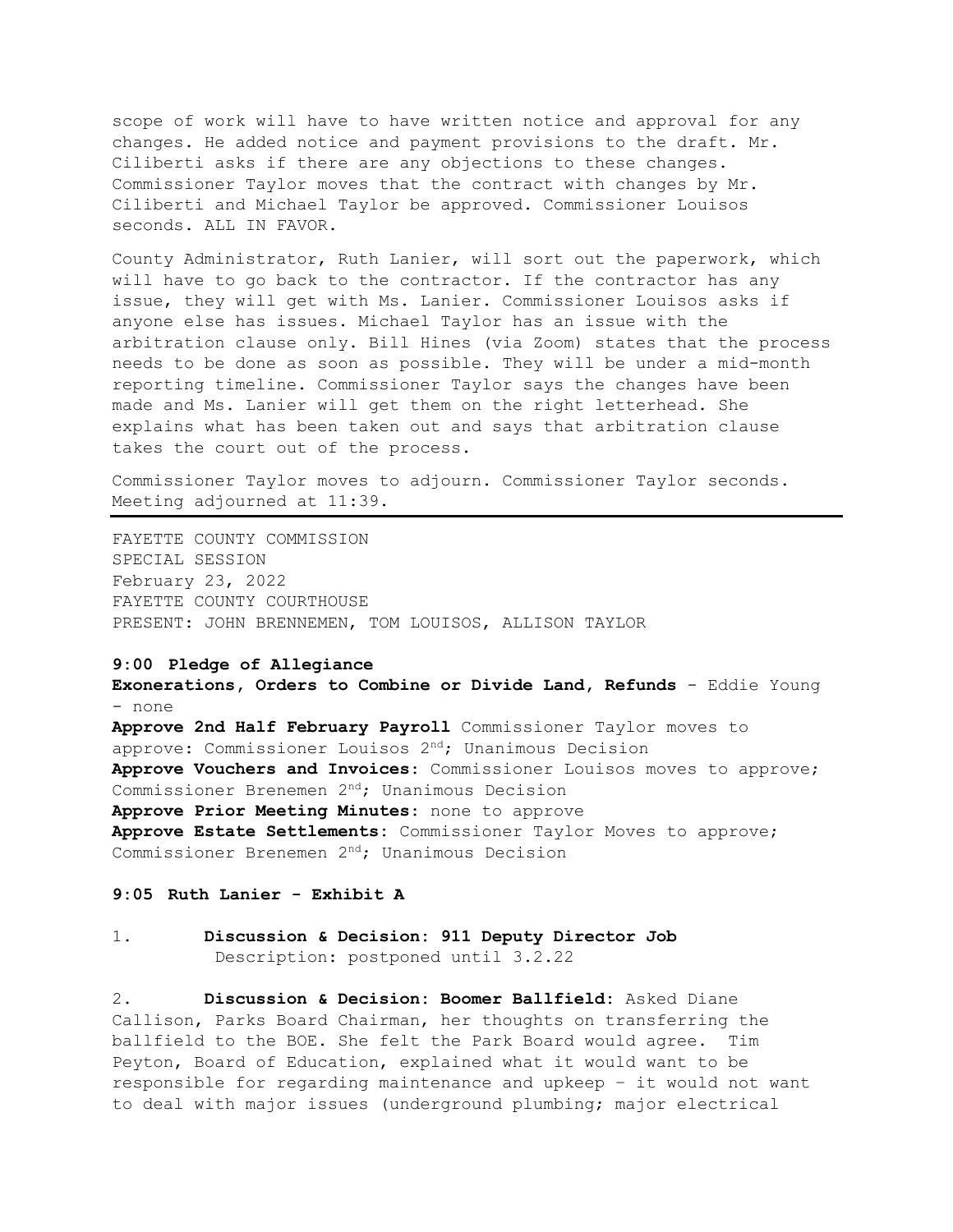scope of work will have to have written notice and approval for any changes. He added notice and payment provisions to the draft. Mr. Ciliberti asks if there are any objections to these changes. Commissioner Taylor moves that the contract with changes by Mr. Ciliberti and Michael Taylor be approved. Commissioner Louisos seconds. ALL IN FAVOR.

County Administrator, Ruth Lanier, will sort out the paperwork, which will have to go back to the contractor. If the contractor has any issue, they will get with Ms. Lanier. Commissioner Louisos asks if anyone else has issues. Michael Taylor has an issue with the arbitration clause only. Bill Hines (via Zoom) states that the process needs to be done as soon as possible. They will be under a mid-month reporting timeline. Commissioner Taylor says the changes have been made and Ms. Lanier will get them on the right letterhead. She explains what has been taken out and says that arbitration clause takes the court out of the process.

Commissioner Taylor moves to adjourn. Commissioner Taylor seconds. Meeting adjourned at 11:39.

---

FAYETTE COUNTY COMMISSION
SPECIAL SESSION
February 23, 2022
FAYETTE COUNTY COURTHOUSE
PRESENT: JOHN BRENNEMEN, TOM LOUISOS, ALLISON TAYLOR

**9:00 Pledge of Allegiance**
**Exonerations, Orders to Combine or Divide Land, Refunds** - Eddie Young - none
**Approve 2nd Half February Payroll** Commissioner Taylor moves to approve: Commissioner Louisos 2nd; Unanimous Decision
**Approve Vouchers and Invoices:** Commissioner Louisos moves to approve; Commissioner Brenemen 2nd; Unanimous Decision
**Approve Prior Meeting Minutes:** none to approve
**Approve Estate Settlements:** Commissioner Taylor Moves to approve; Commissioner Brenemen 2nd; Unanimous Decision

**9:05 Ruth Lanier - Exhibit A**

1. **Discussion & Decision: 911 Deputy Director Job** Description: postponed until 3.2.22

2. **Discussion & Decision: Boomer Ballfield:** Asked Diane Callison, Parks Board Chairman, her thoughts on transferring the ballfield to the BOE. She felt the Park Board would agree. Tim Peyton, Board of Education, explained what it would want to be responsible for regarding maintenance and upkeep – it would not want to deal with major issues (underground plumbing; major electrical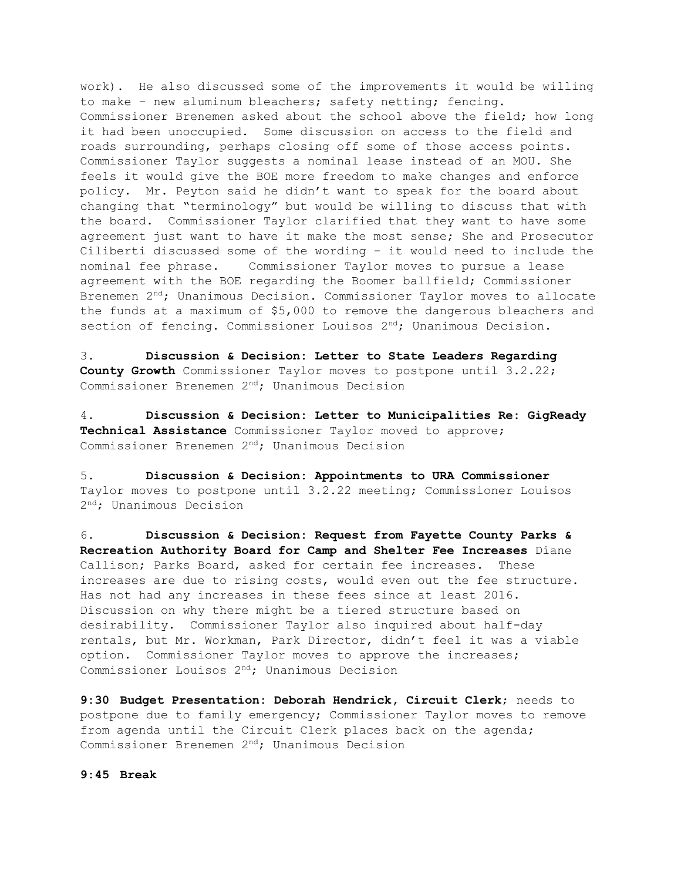work). He also discussed some of the improvements it would be willing to make – new aluminum bleachers; safety netting; fencing. Commissioner Brenemen asked about the school above the field; how long it had been unoccupied. Some discussion on access to the field and roads surrounding, perhaps closing off some of those access points. Commissioner Taylor suggests a nominal lease instead of an MOU. She feels it would give the BOE more freedom to make changes and enforce policy. Mr. Peyton said he didn't want to speak for the board about changing that "terminology" but would be willing to discuss that with the board. Commissioner Taylor clarified that they want to have some agreement just want to have it make the most sense; She and Prosecutor Ciliberti discussed some of the wording – it would need to include the nominal fee phrase. Commissioner Taylor moves to pursue a lease agreement with the BOE regarding the Boomer ballfield; Commissioner Brenemen 2nd; Unanimous Decision. Commissioner Taylor moves to allocate the funds at a maximum of $5,000 to remove the dangerous bleachers and section of fencing. Commissioner Louisos 2nd; Unanimous Decision.

3. **Discussion & Decision: Letter to State Leaders Regarding County Growth** Commissioner Taylor moves to postpone until 3.2.22; Commissioner Brenemen 2nd; Unanimous Decision

4. **Discussion & Decision: Letter to Municipalities Re: GigReady Technical Assistance** Commissioner Taylor moved to approve; Commissioner Brenemen 2nd; Unanimous Decision

5. **Discussion & Decision: Appointments to URA** Commissioner Taylor moves to postpone until 3.2.22 meeting; Commissioner Louisos 2nd; Unanimous Decision

6. **Discussion & Decision: Request from Fayette County Parks & Recreation Authority Board for Camp and Shelter Fee Increases** Diane Callison; Parks Board, asked for certain fee increases. These increases are due to rising costs, would even out the fee structure. Has not had any increases in these fees since at least 2016. Discussion on why there might be a tiered structure based on desirability. Commissioner Taylor also inquired about half-day rentals, but Mr. Workman, Park Director, didn't feel it was a viable option. Commissioner Taylor moves to approve the increases; Commissioner Louisos 2nd; Unanimous Decision

**9:30 Budget Presentation: Deborah Hendrick, Circuit Clerk**; needs to postpone due to family emergency; Commissioner Taylor moves to remove from agenda until the Circuit Clerk places back on the agenda; Commissioner Brenemen 2nd; Unanimous Decision

**9:45 Break**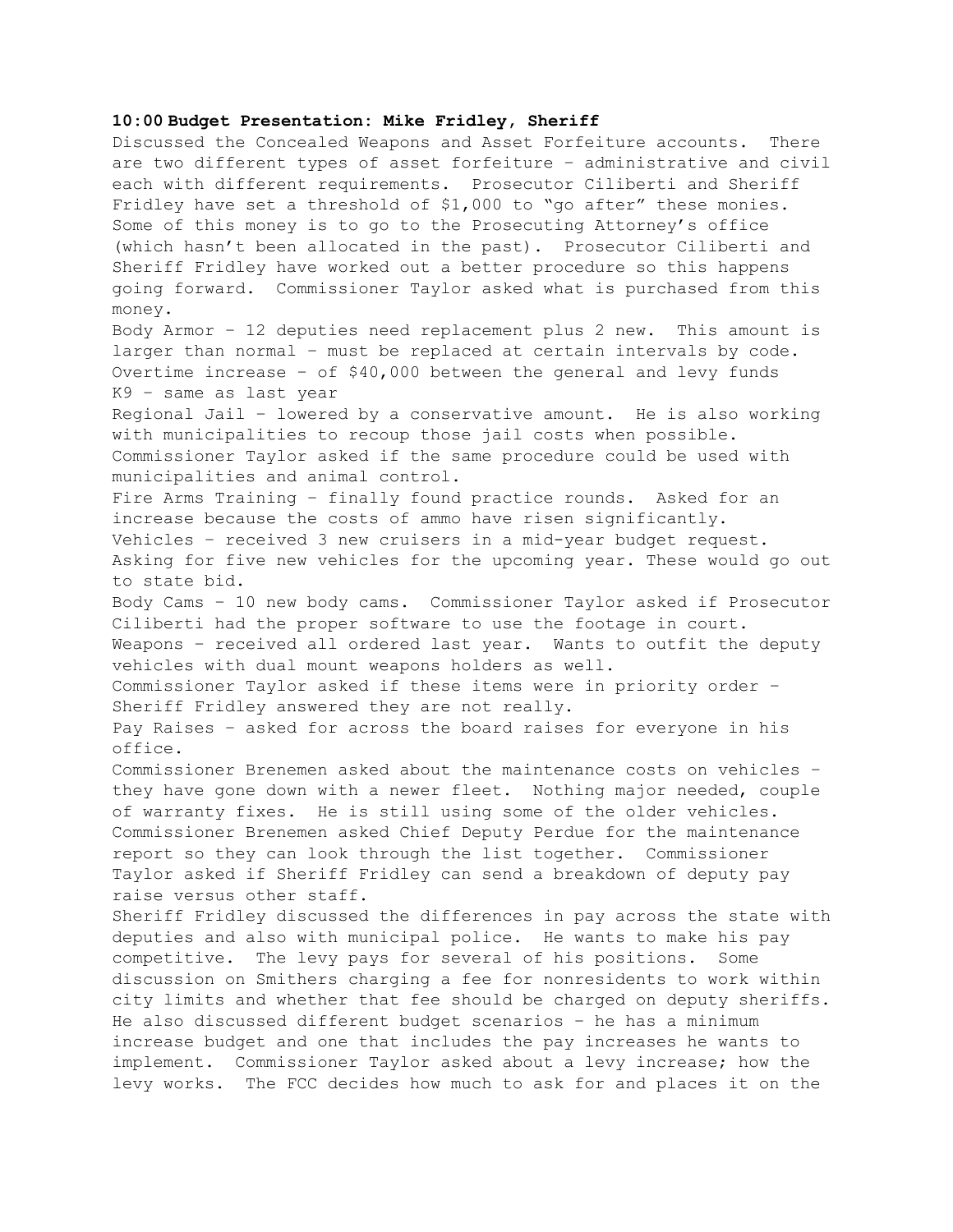**10:00 Budget Presentation: Mike Fridley, Sheriff**

Discussed the Concealed Weapons and Asset Forfeiture accounts. There are two different types of asset forfeiture – administrative and civil each with different requirements. Prosecutor Ciliberti and Sheriff Fridley have set a threshold of $1,000 to "go after" these monies. Some of this money is to go to the Prosecuting Attorney's office (which hasn't been allocated in the past). Prosecutor Ciliberti and Sheriff Fridley have worked out a better procedure so this happens going forward. Commissioner Taylor asked what is purchased from this money.

Body Armor – 12 deputies need replacement plus 2 new. This amount is larger than normal – must be replaced at certain intervals by code.

Overtime increase – of $40,000 between the general and levy funds

K9 – same as last year

Regional Jail – lowered by a conservative amount. He is also working with municipalities to recoup those jail costs when possible. Commissioner Taylor asked if the same procedure could be used with municipalities and animal control.

Fire Arms Training – finally found practice rounds. Asked for an increase because the costs of ammo have risen significantly.

Vehicles – received 3 new cruisers in a mid-year budget request. Asking for five new vehicles for the upcoming year. These would go out to state bid.

Body Cams – 10 new body cams. Commissioner Taylor asked if Prosecutor Ciliberti had the proper software to use the footage in court.

Weapons – received all ordered last year. Wants to outfit the deputy vehicles with dual mount weapons holders as well.

Commissioner Taylor asked if these items were in priority order – Sheriff Fridley answered they are not really.

Pay Raises – asked for across the board raises for everyone in his office.

Commissioner Brenemen asked about the maintenance costs on vehicles – they have gone down with a newer fleet. Nothing major needed, couple of warranty fixes. He is still using some of the older vehicles. Commissioner Brenemen asked Chief Deputy Perdue for the maintenance report so they can look through the list together. Commissioner Taylor asked if Sheriff Fridley can send a breakdown of deputy pay raise versus other staff.

Sheriff Fridley discussed the differences in pay across the state with deputies and also with municipal police. He wants to make his pay competitive. The levy pays for several of his positions. Some discussion on Smithers charging a fee for nonresidents to work within city limits and whether that fee should be charged on deputy sheriffs. He also discussed different budget scenarios – he has a minimum increase budget and one that includes the pay increases he wants to implement. Commissioner Taylor asked about a levy increase; how the levy works. The FCC decides how much to ask for and places it on the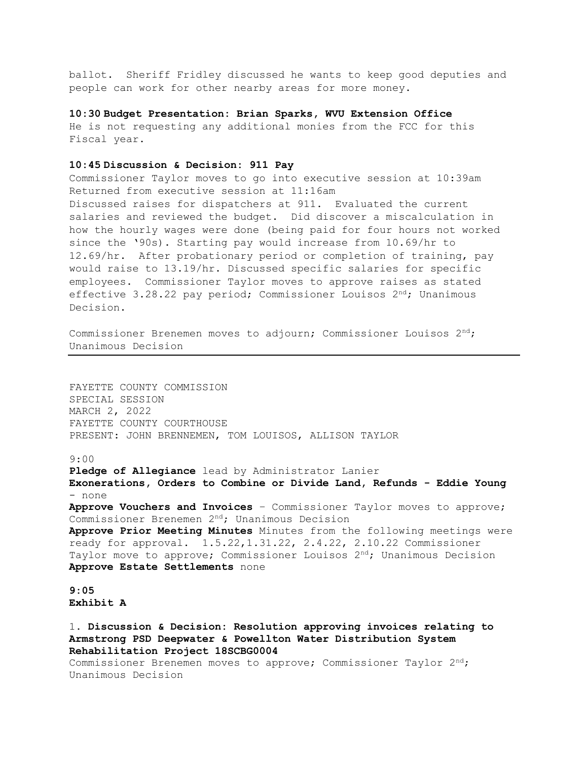ballot. Sheriff Fridley discussed he wants to keep good deputies and people can work for other nearby areas for more money.

**10:30 Budget Presentation: Brian Sparks, WVU Extension Office**
He is not requesting any additional monies from the FCC for this Fiscal year.

**10:45 Discussion & Decision: 911 Pay**
Commissioner Taylor moves to go into executive session at 10:39am
Returned from executive session at 11:16am
Discussed raises for dispatchers at 911. Evaluated the current salaries and reviewed the budget. Did discover a miscalculation in how the hourly wages were done (being paid for four hours not worked since the '90s). Starting pay would increase from 10.69/hr to 12.69/hr. After probationary period or completion of training, pay would raise to 13.19/hr. Discussed specific salaries for specific employees. Commissioner Taylor moves to approve raises as stated effective 3.28.22 pay period; Commissioner Louisos 2nd; Unanimous Decision.

Commissioner Brenemen moves to adjourn; Commissioner Louisos 2nd; Unanimous Decision

---

FAYETTE COUNTY COMMISSION
SPECIAL SESSION
MARCH 2, 2022
FAYETTE COUNTY COURTHOUSE
PRESENT: JOHN BRENNEMEN, TOM LOUISOS, ALLISON TAYLOR

9:00
**Pledge of Allegiance** lead by Administrator Lanier
**Exonerations, Orders to Combine or Divide Land, Refunds - Eddie Young** - none
**Approve Vouchers and Invoices** – Commissioner Taylor moves to approve; Commissioner Brenemen 2nd; Unanimous Decision
**Approve Prior Meeting Minutes** Minutes from the following meetings were ready for approval. 1.5.22,1.31.22, 2.4.22, 2.10.22 Commissioner Taylor move to approve; Commissioner Louisos 2nd; Unanimous Decision
**Approve Estate Settlements** none

**9:05**
**Exhibit A**

1. **Discussion & Decision: Resolution approving invoices relating to Armstrong PSD Deepwater & Powellton Water Distribution System Rehabilitation Project 18SCBG0004**
Commissioner Brenemen moves to approve; Commissioner Taylor 2nd; Unanimous Decision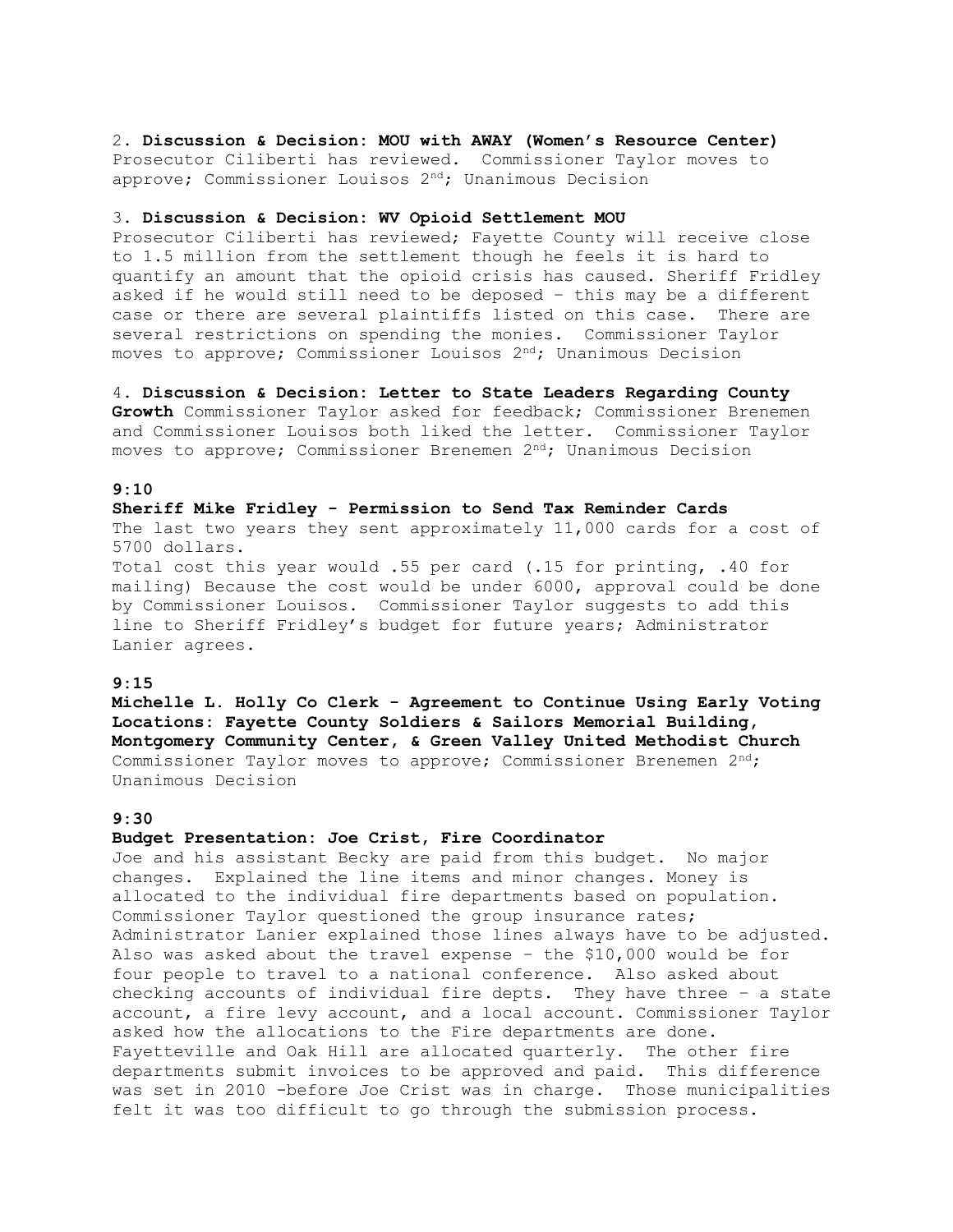2. **Discussion & Decision: MOU with AWAY (Women's Resource Center)**
Prosecutor Ciliberti has reviewed. Commissioner Taylor moves to approve; Commissioner Louisos 2nd; Unanimous Decision

3. **Discussion & Decision: WV Opioid Settlement MOU**
Prosecutor Ciliberti has reviewed; Fayette County will receive close to 1.5 million from the settlement though he feels it is hard to quantify an amount that the opioid crisis has caused. Sheriff Fridley asked if he would still need to be deposed – this may be a different case or there are several plaintiffs listed on this case. There are several restrictions on spending the monies. Commissioner Taylor moves to approve; Commissioner Louisos 2nd; Unanimous Decision

4. **Discussion & Decision: Letter to State Leaders Regarding County Growth** Commissioner Taylor asked for feedback; Commissioner Brenemen and Commissioner Louisos both liked the letter. Commissioner Taylor moves to approve; Commissioner Brenemen 2nd; Unanimous Decision

**9:10**

**Sheriff Mike Fridley - Permission to Send Tax Reminder Cards**
The last two years they sent approximately 11,000 cards for a cost of 5700 dollars.
Total cost this year would .55 per card (.15 for printing, .40 for mailing) Because the cost would be under 6000, approval could be done by Commissioner Louisos. Commissioner Taylor suggests to add this line to Sheriff Fridley's budget for future years; Administrator Lanier agrees.

**9:15**

**Michelle L. Holly Co Clerk - Agreement to Continue Using Early Voting Locations: Fayette County Soldiers & Sailors Memorial Building, Montgomery Community Center, & Green Valley United Methodist Church**
Commissioner Taylor moves to approve; Commissioner Brenemen 2nd; Unanimous Decision

**9:30**

**Budget Presentation: Joe Crist, Fire Coordinator**
Joe and his assistant Becky are paid from this budget. No major changes. Explained the line items and minor changes. Money is allocated to the individual fire departments based on population. Commissioner Taylor questioned the group insurance rates; Administrator Lanier explained those lines always have to be adjusted. Also was asked about the travel expense – the $10,000 would be for four people to travel to a national conference. Also asked about checking accounts of individual fire depts. They have three – a state account, a fire levy account, and a local account. Commissioner Taylor asked how the allocations to the Fire departments are done. Fayetteville and Oak Hill are allocated quarterly. The other fire departments submit invoices to be approved and paid. This difference was set in 2010 -before Joe Crist was in charge. Those municipalities felt it was too difficult to go through the submission process.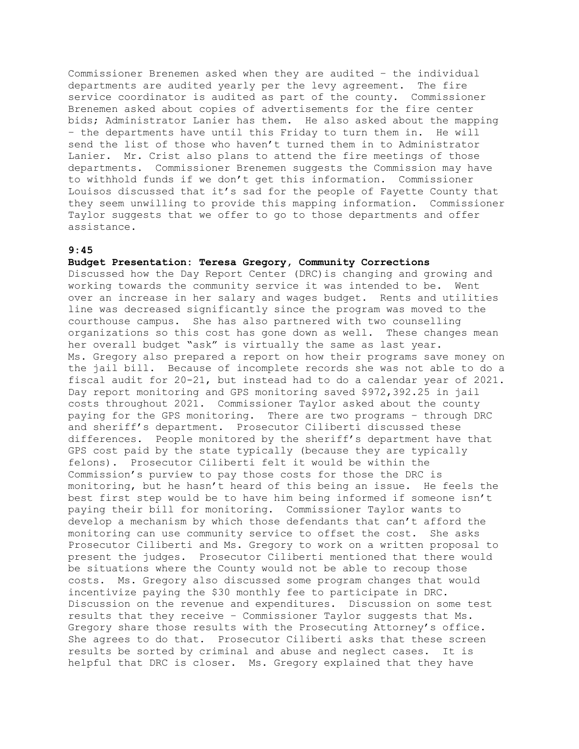Commissioner Brenemen asked when they are audited – the individual departments are audited yearly per the levy agreement. The fire service coordinator is audited as part of the county. Commissioner Brenemen asked about copies of advertisements for the fire center bids; Administrator Lanier has them. He also asked about the mapping – the departments have until this Friday to turn them in. He will send the list of those who haven't turned them in to Administrator Lanier. Mr. Crist also plans to attend the fire meetings of those departments. Commissioner Brenemen suggests the Commission may have to withhold funds if we don't get this information. Commissioner Louisos discussed that it's sad for the people of Fayette County that they seem unwilling to provide this mapping information. Commissioner Taylor suggests that we offer to go to those departments and offer assistance.

**9:45**

**Budget Presentation: Teresa Gregory, Community Corrections**

Discussed how the Day Report Center (DRC)is changing and growing and working towards the community service it was intended to be. Went over an increase in her salary and wages budget. Rents and utilities line was decreased significantly since the program was moved to the courthouse campus. She has also partnered with two counselling organizations so this cost has gone down as well. These changes mean her overall budget "ask" is virtually the same as last year.
Ms. Gregory also prepared a report on how their programs save money on the jail bill. Because of incomplete records she was not able to do a fiscal audit for 20-21, but instead had to do a calendar year of 2021. Day report monitoring and GPS monitoring saved $972,392.25 in jail costs throughout 2021. Commissioner Taylor asked about the county paying for the GPS monitoring. There are two programs – through DRC and sheriff's department. Prosecutor Ciliberti discussed these differences. People monitored by the sheriff's department have that GPS cost paid by the state typically (because they are typically felons). Prosecutor Ciliberti felt it would be within the Commission's purview to pay those costs for those the DRC is monitoring, but he hasn't heard of this being an issue. He feels the best first step would be to have him being informed if someone isn't paying their bill for monitoring. Commissioner Taylor wants to develop a mechanism by which those defendants that can't afford the monitoring can use community service to offset the cost. She asks Prosecutor Ciliberti and Ms. Gregory to work on a written proposal to present the judges. Prosecutor Ciliberti mentioned that there would be situations where the County would not be able to recoup those costs. Ms. Gregory also discussed some program changes that would incentivize paying the $30 monthly fee to participate in DRC. Discussion on the revenue and expenditures. Discussion on some test results that they receive – Commissioner Taylor suggests that Ms. Gregory share those results with the Prosecuting Attorney's office. She agrees to do that. Prosecutor Ciliberti asks that these screen results be sorted by criminal and abuse and neglect cases. It is helpful that DRC is closer. Ms. Gregory explained that they have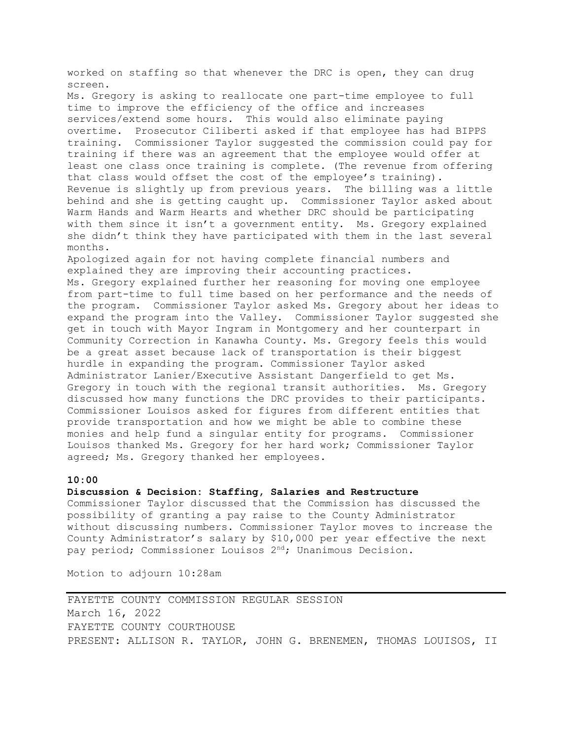worked on staffing so that whenever the DRC is open, they can drug screen.

Ms. Gregory is asking to reallocate one part-time employee to full time to improve the efficiency of the office and increases services/extend some hours. This would also eliminate paying overtime. Prosecutor Ciliberti asked if that employee has had BIPPS training. Commissioner Taylor suggested the commission could pay for training if there was an agreement that the employee would offer at least one class once training is complete. (The revenue from offering that class would offset the cost of the employee's training).

Revenue is slightly up from previous years. The billing was a little behind and she is getting caught up. Commissioner Taylor asked about Warm Hands and Warm Hearts and whether DRC should be participating with them since it isn't a government entity. Ms. Gregory explained she didn't think they have participated with them in the last several months.

Apologized again for not having complete financial numbers and explained they are improving their accounting practices.

Ms. Gregory explained further her reasoning for moving one employee from part-time to full time based on her performance and the needs of the program. Commissioner Taylor asked Ms. Gregory about her ideas to expand the program into the Valley. Commissioner Taylor suggested she get in touch with Mayor Ingram in Montgomery and her counterpart in Community Correction in Kanawha County. Ms. Gregory feels this would be a great asset because lack of transportation is their biggest hurdle in expanding the program. Commissioner Taylor asked Administrator Lanier/Executive Assistant Dangerfield to get Ms. Gregory in touch with the regional transit authorities. Ms. Gregory discussed how many functions the DRC provides to their participants. Commissioner Louisos asked for figures from different entities that provide transportation and how we might be able to combine these monies and help fund a singular entity for programs. Commissioner Louisos thanked Ms. Gregory for her hard work; Commissioner Taylor agreed; Ms. Gregory thanked her employees.

**10:00**

**Discussion & Decision: Staffing, Salaries and Restructure**

Commissioner Taylor discussed that the Commission has discussed the possibility of granting a pay raise to the County Administrator without discussing numbers. Commissioner Taylor moves to increase the County Administrator's salary by $10,000 per year effective the next pay period; Commissioner Louisos 2nd; Unanimous Decision.

Motion to adjourn 10:28am

---

FAYETTE COUNTY COMMISSION REGULAR SESSION
March 16, 2022
FAYETTE COUNTY COURTHOUSE
PRESENT: ALLISON R. TAYLOR, JOHN G. BRENEMEN, THOMAS LOUISOS, II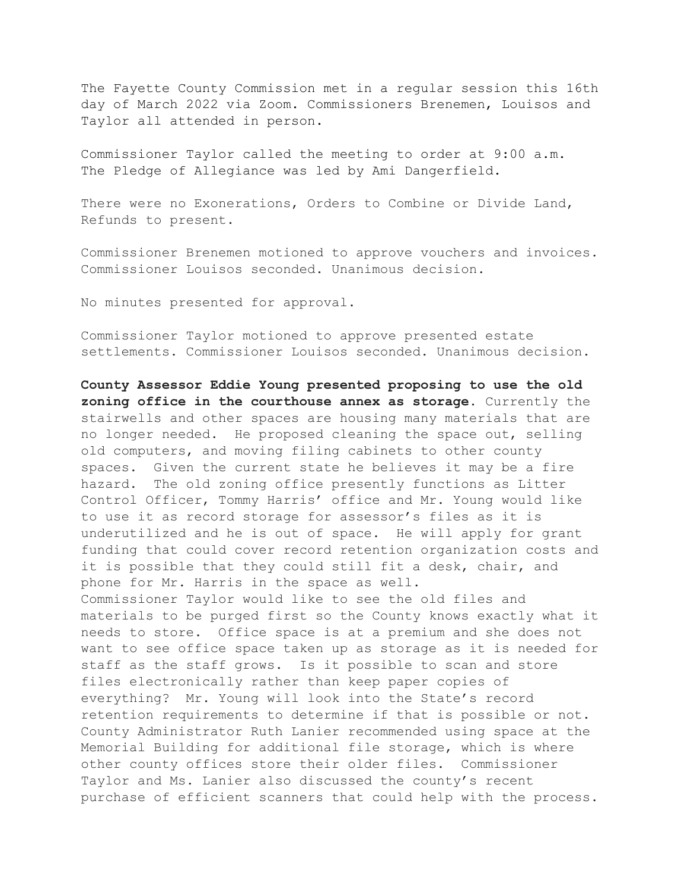The Fayette County Commission met in a regular session this 16th day of March 2022 via Zoom. Commissioners Brenemen, Louisos and Taylor all attended in person.

Commissioner Taylor called the meeting to order at 9:00 a.m. The Pledge of Allegiance was led by Ami Dangerfield.

There were no Exonerations, Orders to Combine or Divide Land, Refunds to present.

Commissioner Brenemen motioned to approve vouchers and invoices. Commissioner Louisos seconded. Unanimous decision.

No minutes presented for approval.

Commissioner Taylor motioned to approve presented estate settlements. Commissioner Louisos seconded. Unanimous decision.

**County Assessor Eddie Young presented proposing to use the old zoning office in the courthouse annex as storage.** Currently the stairwells and other spaces are housing many materials that are no longer needed. He proposed cleaning the space out, selling old computers, and moving filing cabinets to other county spaces. Given the current state he believes it may be a fire hazard. The old zoning office presently functions as Litter Control Officer, Tommy Harris' office and Mr. Young would like to use it as record storage for assessor's files as it is underutilized and he is out of space. He will apply for grant funding that could cover record retention organization costs and it is possible that they could still fit a desk, chair, and phone for Mr. Harris in the space as well.
Commissioner Taylor would like to see the old files and materials to be purged first so the County knows exactly what it needs to store. Office space is at a premium and she does not want to see office space taken up as storage as it is needed for staff as the staff grows. Is it possible to scan and store files electronically rather than keep paper copies of everything? Mr. Young will look into the State's record retention requirements to determine if that is possible or not. County Administrator Ruth Lanier recommended using space at the Memorial Building for additional file storage, which is where other county offices store their older files. Commissioner Taylor and Ms. Lanier also discussed the county's recent purchase of efficient scanners that could help with the process.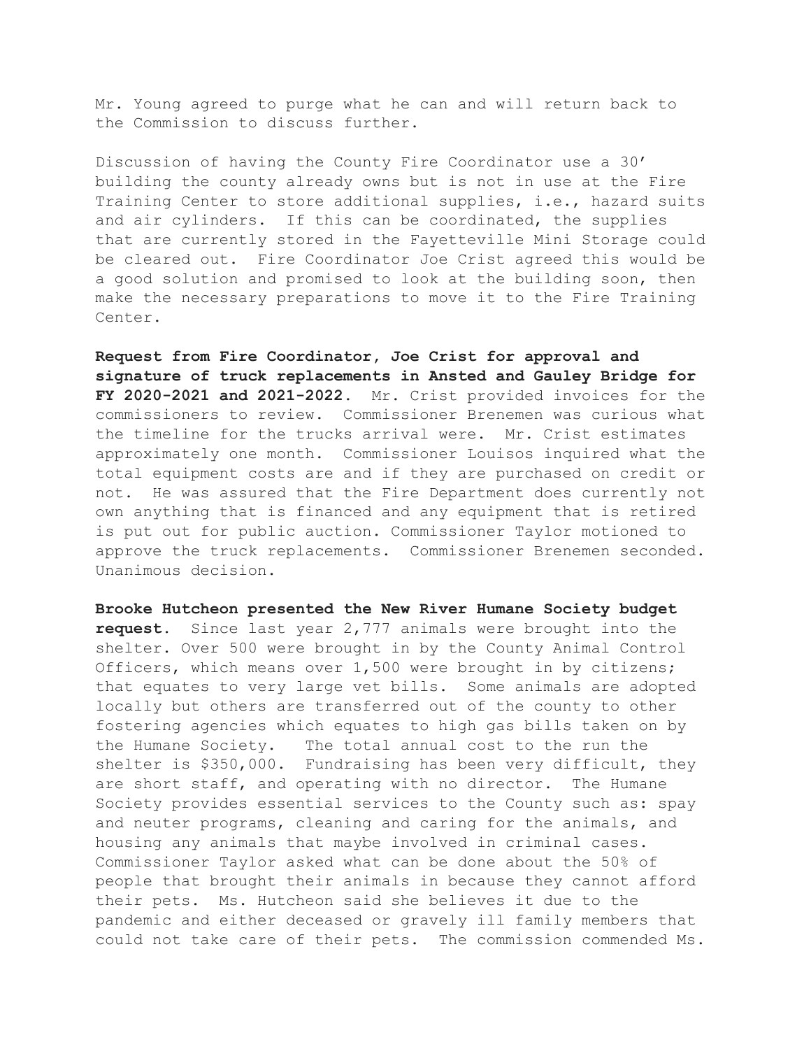Mr. Young agreed to purge what he can and will return back to the Commission to discuss further.

Discussion of having the County Fire Coordinator use a 30' building the county already owns but is not in use at the Fire Training Center to store additional supplies, i.e., hazard suits and air cylinders. If this can be coordinated, the supplies that are currently stored in the Fayetteville Mini Storage could be cleared out. Fire Coordinator Joe Crist agreed this would be a good solution and promised to look at the building soon, then make the necessary preparations to move it to the Fire Training Center.

**Request from Fire Coordinator, Joe Crist for approval and signature of truck replacements in Ansted and Gauley Bridge for FY 2020-2021 and 2021-2022.** Mr. Crist provided invoices for the commissioners to review. Commissioner Brenemen was curious what the timeline for the trucks arrival were. Mr. Crist estimates approximately one month. Commissioner Louisos inquired what the total equipment costs are and if they are purchased on credit or not. He was assured that the Fire Department does currently not own anything that is financed and any equipment that is retired is put out for public auction. Commissioner Taylor motioned to approve the truck replacements. Commissioner Brenemen seconded. Unanimous decision.

**Brooke Hutcheon presented the New River Humane Society budget request.** Since last year 2,777 animals were brought into the shelter. Over 500 were brought in by the County Animal Control Officers, which means over 1,500 were brought in by citizens; that equates to very large vet bills. Some animals are adopted locally but others are transferred out of the county to other fostering agencies which equates to high gas bills taken on by the Humane Society. The total annual cost to the run the shelter is $350,000. Fundraising has been very difficult, they are short staff, and operating with no director. The Humane Society provides essential services to the County such as: spay and neuter programs, cleaning and caring for the animals, and housing any animals that maybe involved in criminal cases. Commissioner Taylor asked what can be done about the 50% of people that brought their animals in because they cannot afford their pets. Ms. Hutcheon said she believes it due to the pandemic and either deceased or gravely ill family members that could not take care of their pets. The commission commended Ms.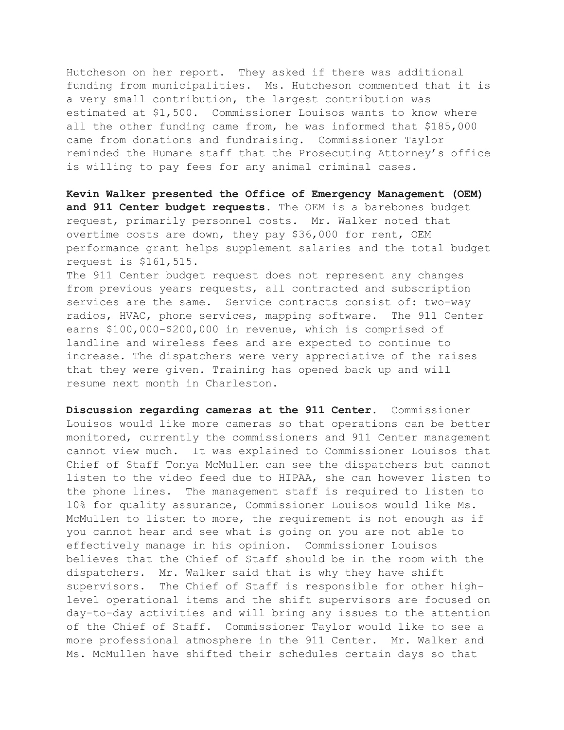Hutcheson on her report. They asked if there was additional funding from municipalities. Ms. Hutcheson commented that it is a very small contribution, the largest contribution was estimated at $1,500. Commissioner Louisos wants to know where all the other funding came from, he was informed that $185,000 came from donations and fundraising. Commissioner Taylor reminded the Humane staff that the Prosecuting Attorney's office is willing to pay fees for any animal criminal cases.

**Kevin Walker presented the Office of Emergency Management (OEM) and 911 Center budget requests.** The OEM is a barebones budget request, primarily personnel costs. Mr. Walker noted that overtime costs are down, they pay $36,000 for rent, OEM performance grant helps supplement salaries and the total budget request is $161,515.
The 911 Center budget request does not represent any changes from previous years requests, all contracted and subscription services are the same. Service contracts consist of: two-way radios, HVAC, phone services, mapping software. The 911 Center earns $100,000-$200,000 in revenue, which is comprised of landline and wireless fees and are expected to continue to increase. The dispatchers were very appreciative of the raises that they were given. Training has opened back up and will resume next month in Charleston.

**Discussion regarding cameras at the 911 Center.** Commissioner Louisos would like more cameras so that operations can be better monitored, currently the commissioners and 911 Center management cannot view much. It was explained to Commissioner Louisos that Chief of Staff Tonya McMullen can see the dispatchers but cannot listen to the video feed due to HIPAA, she can however listen to the phone lines. The management staff is required to listen to 10% for quality assurance, Commissioner Louisos would like Ms. McMullen to listen to more, the requirement is not enough as if you cannot hear and see what is going on you are not able to effectively manage in his opinion. Commissioner Louisos believes that the Chief of Staff should be in the room with the dispatchers. Mr. Walker said that is why they have shift supervisors. The Chief of Staff is responsible for other high-level operational items and the shift supervisors are focused on day-to-day activities and will bring any issues to the attention of the Chief of Staff. Commissioner Taylor would like to see a more professional atmosphere in the 911 Center. Mr. Walker and Ms. McMullen have shifted their schedules certain days so that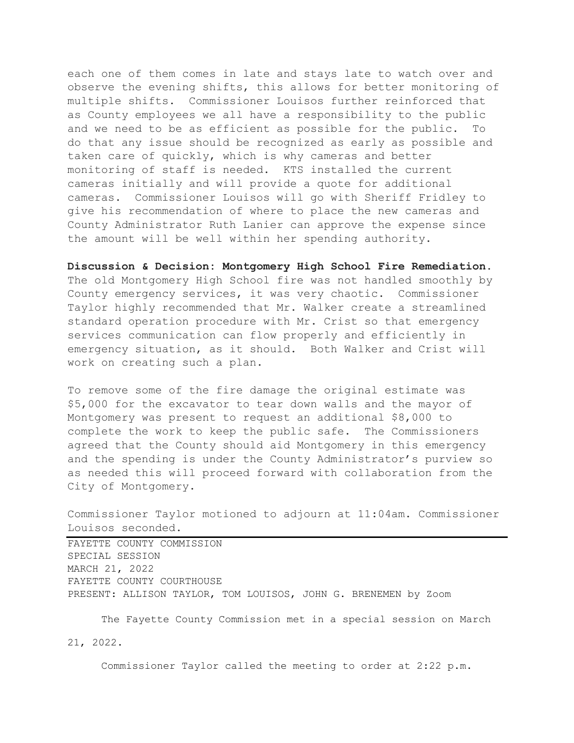each one of them comes in late and stays late to watch over and observe the evening shifts, this allows for better monitoring of multiple shifts. Commissioner Louisos further reinforced that as County employees we all have a responsibility to the public and we need to be as efficient as possible for the public. To do that any issue should be recognized as early as possible and taken care of quickly, which is why cameras and better monitoring of staff is needed. KTS installed the current cameras initially and will provide a quote for additional cameras. Commissioner Louisos will go with Sheriff Fridley to give his recommendation of where to place the new cameras and County Administrator Ruth Lanier can approve the expense since the amount will be well within her spending authority.

**Discussion & Decision: Montgomery High School Fire Remediation.** The old Montgomery High School fire was not handled smoothly by County emergency services, it was very chaotic. Commissioner Taylor highly recommended that Mr. Walker create a streamlined standard operation procedure with Mr. Crist so that emergency services communication can flow properly and efficiently in emergency situation, as it should. Both Walker and Crist will work on creating such a plan.

To remove some of the fire damage the original estimate was $5,000 for the excavator to tear down walls and the mayor of Montgomery was present to request an additional $8,000 to complete the work to keep the public safe. The Commissioners agreed that the County should aid Montgomery in this emergency and the spending is under the County Administrator's purview so as needed this will proceed forward with collaboration from the City of Montgomery.

Commissioner Taylor motioned to adjourn at 11:04am. Commissioner Louisos seconded.

---

FAYETTE COUNTY COMMISSION
SPECIAL SESSION
MARCH 21, 2022
FAYETTE COUNTY COURTHOUSE
PRESENT: ALLISON TAYLOR, TOM LOUISOS, JOHN G. BRENEMEN by Zoom

The Fayette County Commission met in a special session on March 21, 2022.

Commissioner Taylor called the meeting to order at 2:22 p.m.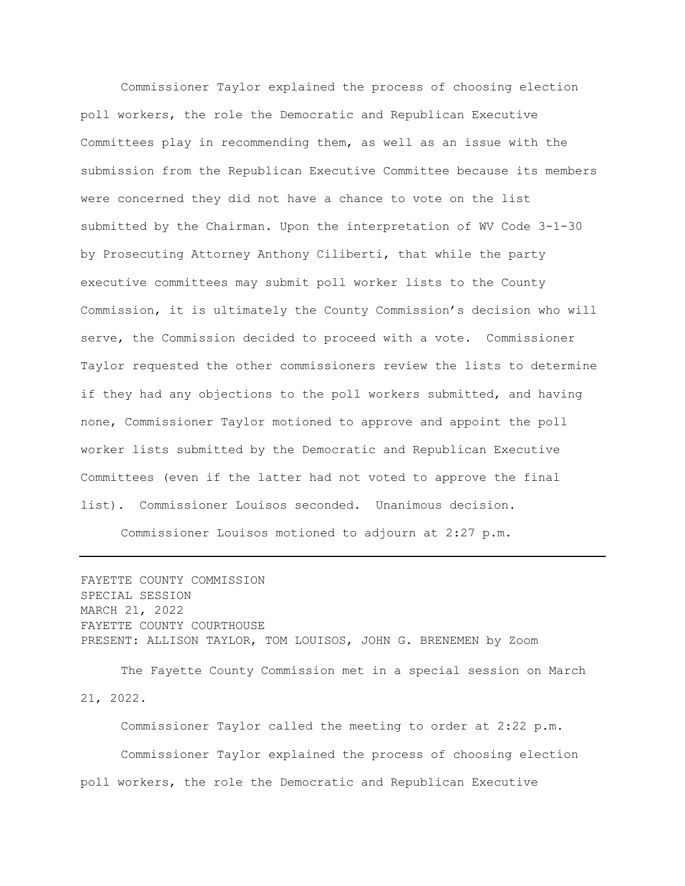Commissioner Taylor explained the process of choosing election poll workers, the role the Democratic and Republican Executive Committees play in recommending them, as well as an issue with the submission from the Republican Executive Committee because its members were concerned they did not have a chance to vote on the list submitted by the Chairman. Upon the interpretation of WV Code 3-1-30 by Prosecuting Attorney Anthony Ciliberti, that while the party executive committees may submit poll worker lists to the County Commission, it is ultimately the County Commission's decision who will serve, the Commission decided to proceed with a vote. Commissioner Taylor requested the other commissioners review the lists to determine if they had any objections to the poll workers submitted, and having none, Commissioner Taylor motioned to approve and appoint the poll worker lists submitted by the Democratic and Republican Executive Committees (even if the latter had not voted to approve the final list). Commissioner Louisos seconded. Unanimous decision.

Commissioner Louisos motioned to adjourn at 2:27 p.m.

---

FAYETTE COUNTY COMMISSION
SPECIAL SESSION
MARCH 21, 2022
FAYETTE COUNTY COURTHOUSE
PRESENT: ALLISON TAYLOR, TOM LOUISOS, JOHN G. BRENEMEN by Zoom

The Fayette County Commission met in a special session on March 21, 2022.

Commissioner Taylor called the meeting to order at 2:22 p.m.

Commissioner Taylor explained the process of choosing election poll workers, the role the Democratic and Republican Executive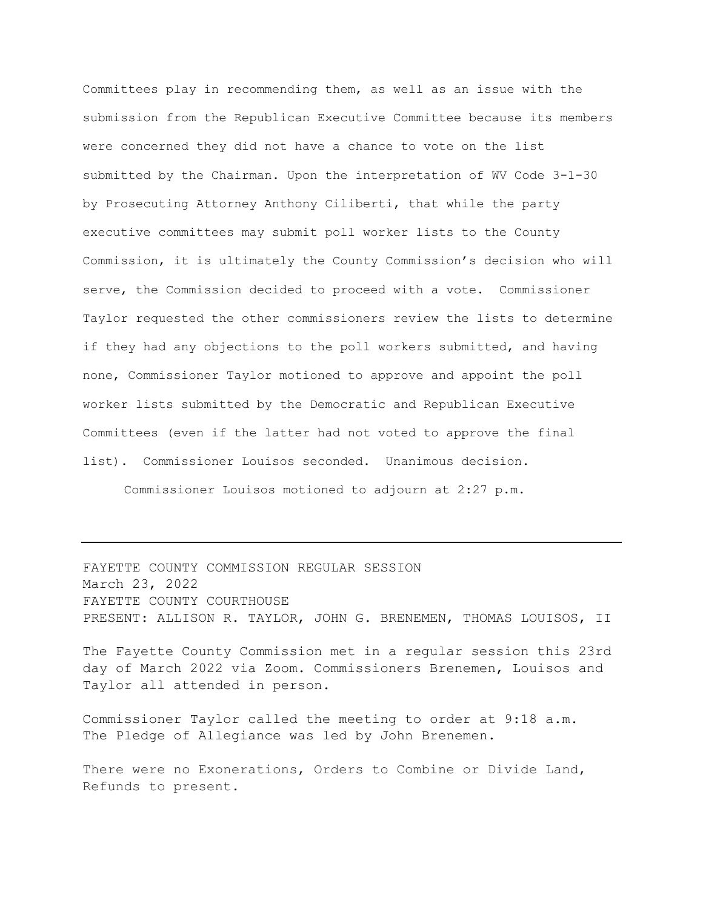Committees play in recommending them, as well as an issue with the submission from the Republican Executive Committee because its members were concerned they did not have a chance to vote on the list submitted by the Chairman. Upon the interpretation of WV Code 3-1-30 by Prosecuting Attorney Anthony Ciliberti, that while the party executive committees may submit poll worker lists to the County Commission, it is ultimately the County Commission's decision who will serve, the Commission decided to proceed with a vote. Commissioner Taylor requested the other commissioners review the lists to determine if they had any objections to the poll workers submitted, and having none, Commissioner Taylor motioned to approve and appoint the poll worker lists submitted by the Democratic and Republican Executive Committees (even if the latter had not voted to approve the final list). Commissioner Louisos seconded. Unanimous decision.

Commissioner Louisos motioned to adjourn at 2:27 p.m.

---

FAYETTE COUNTY COMMISSION REGULAR SESSION
March 23, 2022
FAYETTE COUNTY COURTHOUSE
PRESENT: ALLISON R. TAYLOR, JOHN G. BRENEMEN, THOMAS LOUISOS, II

The Fayette County Commission met in a regular session this 23rd day of March 2022 via Zoom. Commissioners Brenemen, Louisos and Taylor all attended in person.

Commissioner Taylor called the meeting to order at 9:18 a.m. The Pledge of Allegiance was led by John Brenemen.

There were no Exonerations, Orders to Combine or Divide Land, Refunds to present.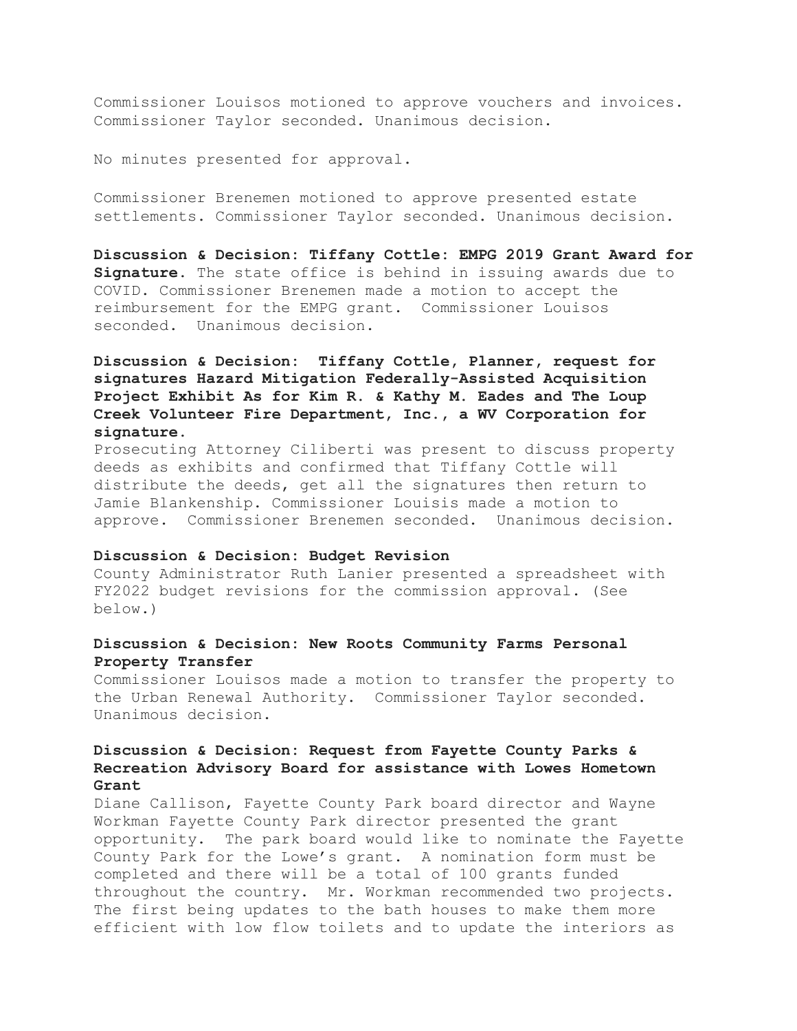Commissioner Louisos motioned to approve vouchers and invoices. Commissioner Taylor seconded. Unanimous decision.

No minutes presented for approval.

Commissioner Brenemen motioned to approve presented estate settlements. Commissioner Taylor seconded. Unanimous decision.

**Discussion & Decision: Tiffany Cottle: EMPG 2019 Grant Award for Signature.** The state office is behind in issuing awards due to COVID. Commissioner Brenemen made a motion to accept the reimbursement for the EMPG grant. Commissioner Louisos seconded. Unanimous decision.

**Discussion & Decision: Tiffany Cottle, Planner, request for signatures Hazard Mitigation Federally-Assisted Acquisition Project Exhibit As for Kim R. & Kathy M. Eades and The Loup Creek Volunteer Fire Department, Inc., a WV Corporation for signature.**

Prosecuting Attorney Ciliberti was present to discuss property deeds as exhibits and confirmed that Tiffany Cottle will distribute the deeds, get all the signatures then return to Jamie Blankenship. Commissioner Louisis made a motion to approve. Commissioner Brenemen seconded. Unanimous decision.

**Discussion & Decision: Budget Revision**

County Administrator Ruth Lanier presented a spreadsheet with FY2022 budget revisions for the commission approval. (See below.)

**Discussion & Decision: New Roots Community Farms Personal Property Transfer**

Commissioner Louisos made a motion to transfer the property to the Urban Renewal Authority. Commissioner Taylor seconded. Unanimous decision.

**Discussion & Decision: Request from Fayette County Parks & Recreation Advisory Board for assistance with Lowes Hometown Grant**

Diane Callison, Fayette County Park board director and Wayne Workman Fayette County Park director presented the grant opportunity. The park board would like to nominate the Fayette County Park for the Lowe's grant. A nomination form must be completed and there will be a total of 100 grants funded throughout the country. Mr. Workman recommended two projects. The first being updates to the bath houses to make them more efficient with low flow toilets and to update the interiors as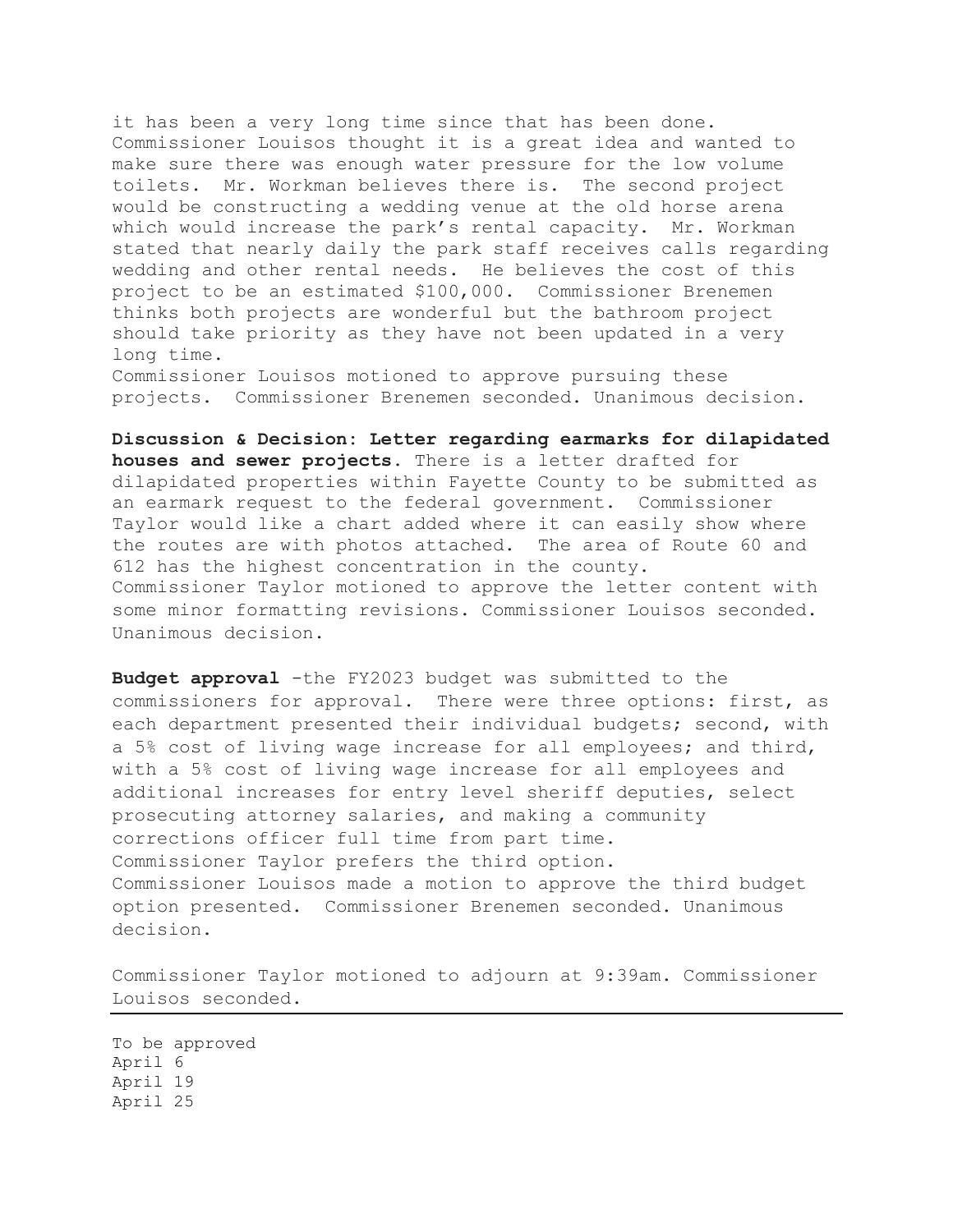it has been a very long time since that has been done. Commissioner Louisos thought it is a great idea and wanted to make sure there was enough water pressure for the low volume toilets. Mr. Workman believes there is. The second project would be constructing a wedding venue at the old horse arena which would increase the park's rental capacity. Mr. Workman stated that nearly daily the park staff receives calls regarding wedding and other rental needs. He believes the cost of this project to be an estimated $100,000. Commissioner Brenemen thinks both projects are wonderful but the bathroom project should take priority as they have not been updated in a very long time.
Commissioner Louisos motioned to approve pursuing these projects. Commissioner Brenemen seconded. Unanimous decision.

**Discussion & Decision: Letter regarding earmarks for dilapidated houses and sewer projects.** There is a letter drafted for dilapidated properties within Fayette County to be submitted as an earmark request to the federal government. Commissioner Taylor would like a chart added where it can easily show where the routes are with photos attached. The area of Route 60 and 612 has the highest concentration in the county.
Commissioner Taylor motioned to approve the letter content with some minor formatting revisions. Commissioner Louisos seconded. Unanimous decision.

**Budget approval** -the FY2023 budget was submitted to the commissioners for approval. There were three options: first, as each department presented their individual budgets; second, with a 5% cost of living wage increase for all employees; and third, with a 5% cost of living wage increase for all employees and additional increases for entry level sheriff deputies, select prosecuting attorney salaries, and making a community corrections officer full time from part time.
Commissioner Taylor prefers the third option.
Commissioner Louisos made a motion to approve the third budget option presented. Commissioner Brenemen seconded. Unanimous decision.

Commissioner Taylor motioned to adjourn at 9:39am. Commissioner Louisos seconded.

---

To be approved
April 6
April 19
April 25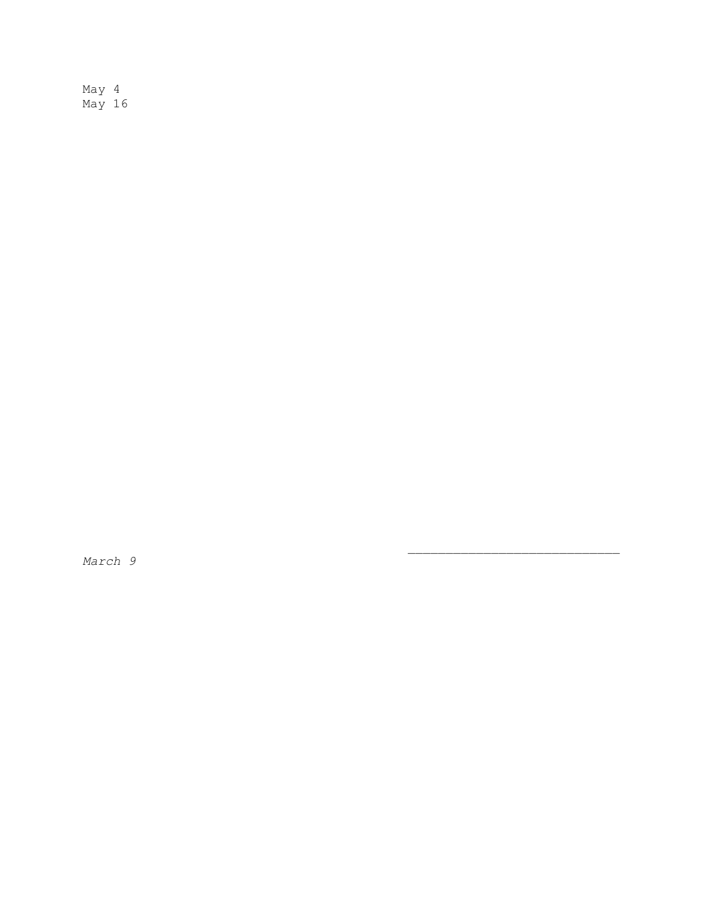May 4
May 16

________________________________

*March 9*